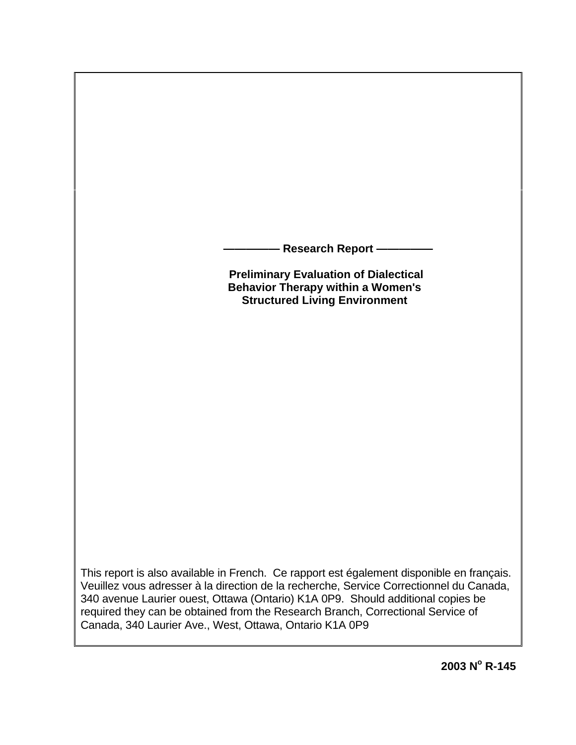**—————— Research Report ——————**

**Preliminary Evaluation of Dialectical Behavior Therapy within a Women's Structured Living Environment**

This report is also available in French. Ce rapport est également disponible en français. Veuillez vous adresser à la direction de la recherche, Service Correctionnel du Canada, 340 avenue Laurier ouest, Ottawa (Ontario) K1A 0P9. Should additional copies be required they can be obtained from the Research Branch, Correctional Service of Canada, 340 Laurier Ave., West, Ottawa, Ontario K1A 0P9

**2003 N$^{o}$ R-145**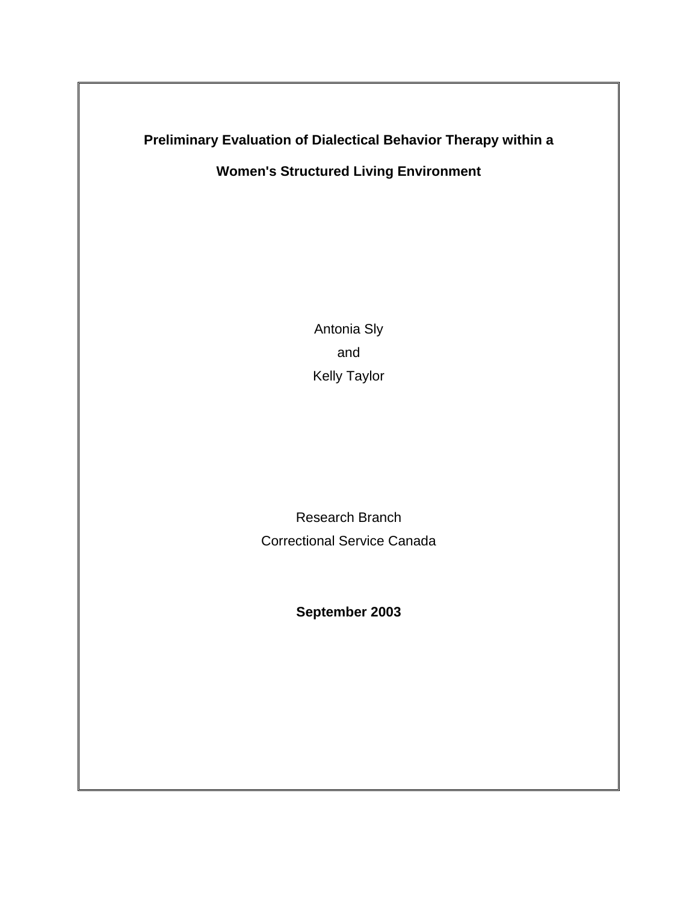# Preliminary Evaluation of Dialectical Behavior Therapy within a Women's Structured Living Environment

Antonia Sly

and

Kelly Taylor

Research Branch

Correctional Service Canada

**September 2003**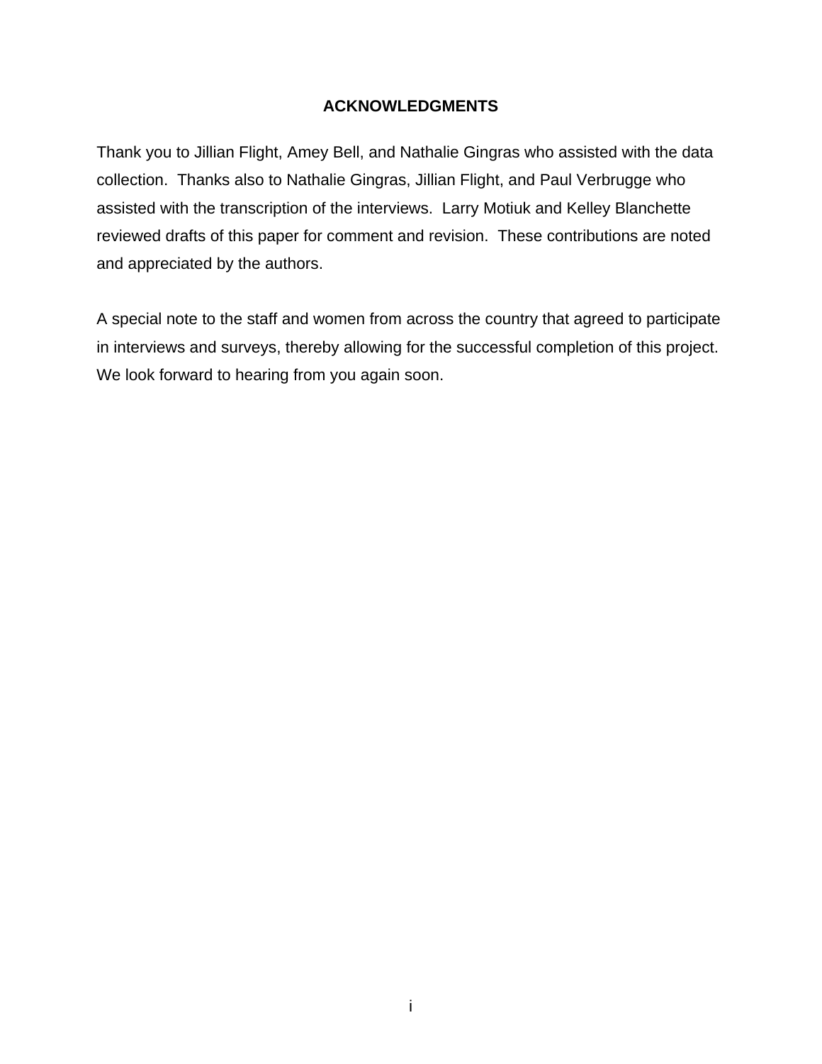## ACKNOWLEDGMENTS

Thank you to Jillian Flight, Amey Bell, and Nathalie Gingras who assisted with the data collection. Thanks also to Nathalie Gingras, Jillian Flight, and Paul Verbrugge who assisted with the transcription of the interviews. Larry Motiuk and Kelley Blanchette reviewed drafts of this paper for comment and revision. These contributions are noted and appreciated by the authors.

A special note to the staff and women from across the country that agreed to participate in interviews and surveys, thereby allowing for the successful completion of this project. We look forward to hearing from you again soon.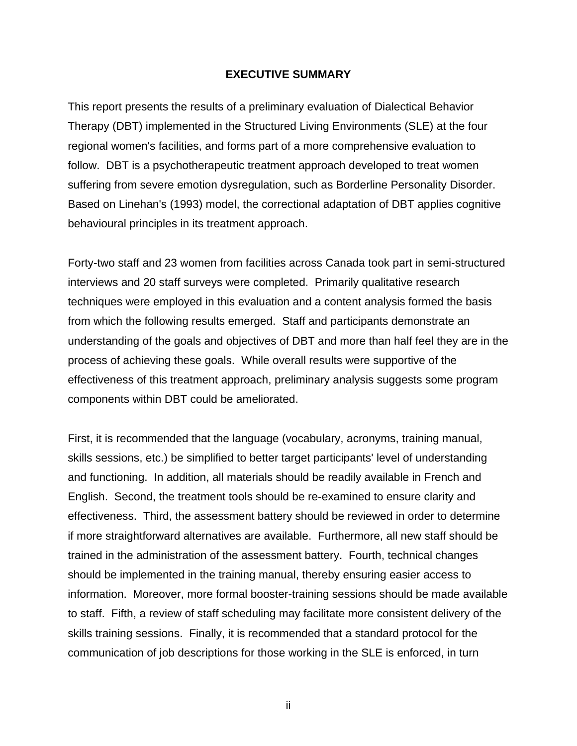# EXECUTIVE SUMMARY

This report presents the results of a preliminary evaluation of Dialectical Behavior Therapy (DBT) implemented in the Structured Living Environments (SLE) at the four regional women's facilities, and forms part of a more comprehensive evaluation to follow. DBT is a psychotherapeutic treatment approach developed to treat women suffering from severe emotion dysregulation, such as Borderline Personality Disorder. Based on Linehan's (1993) model, the correctional adaptation of DBT applies cognitive behavioural principles in its treatment approach.

Forty-two staff and 23 women from facilities across Canada took part in semi-structured interviews and 20 staff surveys were completed. Primarily qualitative research techniques were employed in this evaluation and a content analysis formed the basis from which the following results emerged. Staff and participants demonstrate an understanding of the goals and objectives of DBT and more than half feel they are in the process of achieving these goals. While overall results were supportive of the effectiveness of this treatment approach, preliminary analysis suggests some program components within DBT could be ameliorated.

First, it is recommended that the language (vocabulary, acronyms, training manual, skills sessions, etc.) be simplified to better target participants' level of understanding and functioning. In addition, all materials should be readily available in French and English. Second, the treatment tools should be re-examined to ensure clarity and effectiveness. Third, the assessment battery should be reviewed in order to determine if more straightforward alternatives are available. Furthermore, all new staff should be trained in the administration of the assessment battery. Fourth, technical changes should be implemented in the training manual, thereby ensuring easier access to information. Moreover, more formal booster-training sessions should be made available to staff. Fifth, a review of staff scheduling may facilitate more consistent delivery of the skills training sessions. Finally, it is recommended that a standard protocol for the communication of job descriptions for those working in the SLE is enforced, in turn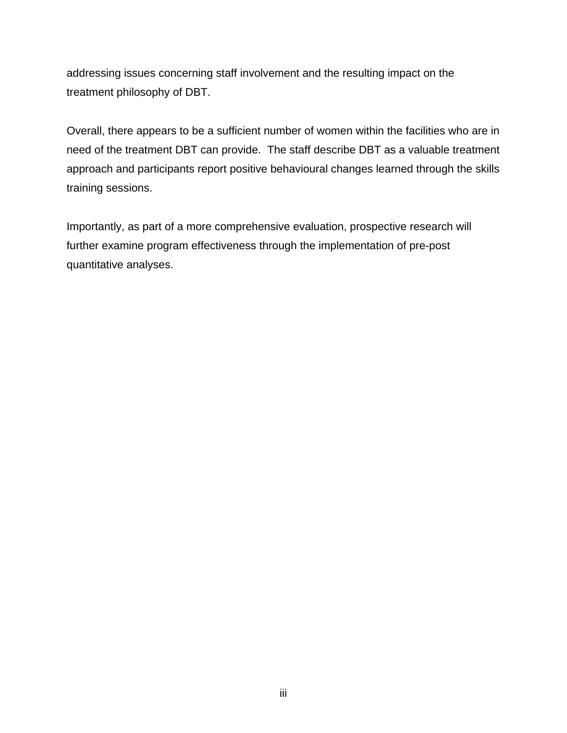addressing issues concerning staff involvement and the resulting impact on the treatment philosophy of DBT.

Overall, there appears to be a sufficient number of women within the facilities who are in need of the treatment DBT can provide. The staff describe DBT as a valuable treatment approach and participants report positive behavioural changes learned through the skills training sessions.

Importantly, as part of a more comprehensive evaluation, prospective research will further examine program effectiveness through the implementation of pre-post quantitative analyses.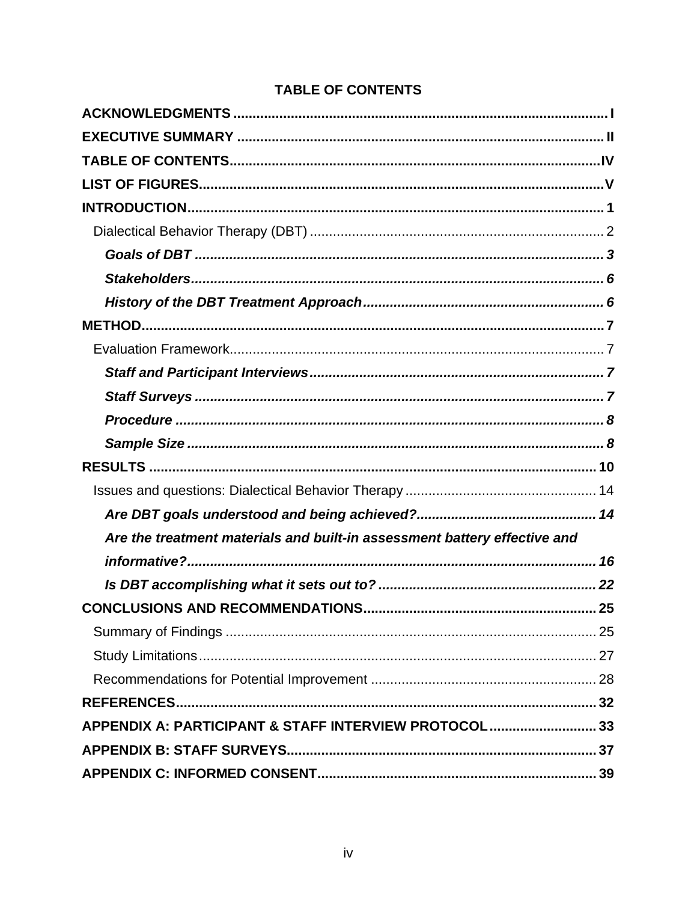# TABLE OF CONTENTS

**ACKNOWLEDGMENTS** .................................................................................................. I

**EXECUTIVE SUMMARY** ................................................................................................ II

**TABLE OF CONTENTS**.................................................................................................IV

**LIST OF FIGURES**..........................................................................................................V

**INTRODUCTION**............................................................................................................ 1

- Dialectical Behavior Therapy (DBT) ............................................................................ 2
  - ***Goals of DBT*** ........................................................................................................ 3
  - ***Stakeholders***.......................................................................................................... 6
  - ***History of the DBT Treatment Approach***.............................................................. 6

**METHOD**......................................................................................................................... 7

- Evaluation Framework.................................................................................................. 7
  - ***Staff and Participant Interviews***............................................................................ 7
  - ***Staff Surveys*** .......................................................................................................... 7
  - ***Procedure*** ............................................................................................................... 8
  - ***Sample Size*** ............................................................................................................ 8

**RESULTS** ...................................................................................................................... 10

- Issues and questions: Dialectical Behavior Therapy .................................................. 14
  - ***Are DBT goals understood and being achieved?***.............................................. 14
  - ***Are the treatment materials and built-in assessment battery effective and informative?***.......................................................................................................... 16
  - ***Is DBT accomplishing what it sets out to?*** ......................................................... 22

**CONCLUSIONS AND RECOMMENDATIONS**............................................................. 25

- Summary of Findings ................................................................................................. 25
- Study Limitations........................................................................................................ 27
- Recommendations for Potential Improvement ........................................................... 28

**REFERENCES**.............................................................................................................. 32

**APPENDIX A: PARTICIPANT & STAFF INTERVIEW PROTOCOL**............................ 33

**APPENDIX B: STAFF SURVEYS**................................................................................. 37

**APPENDIX C: INFORMED CONSENT**......................................................................... 39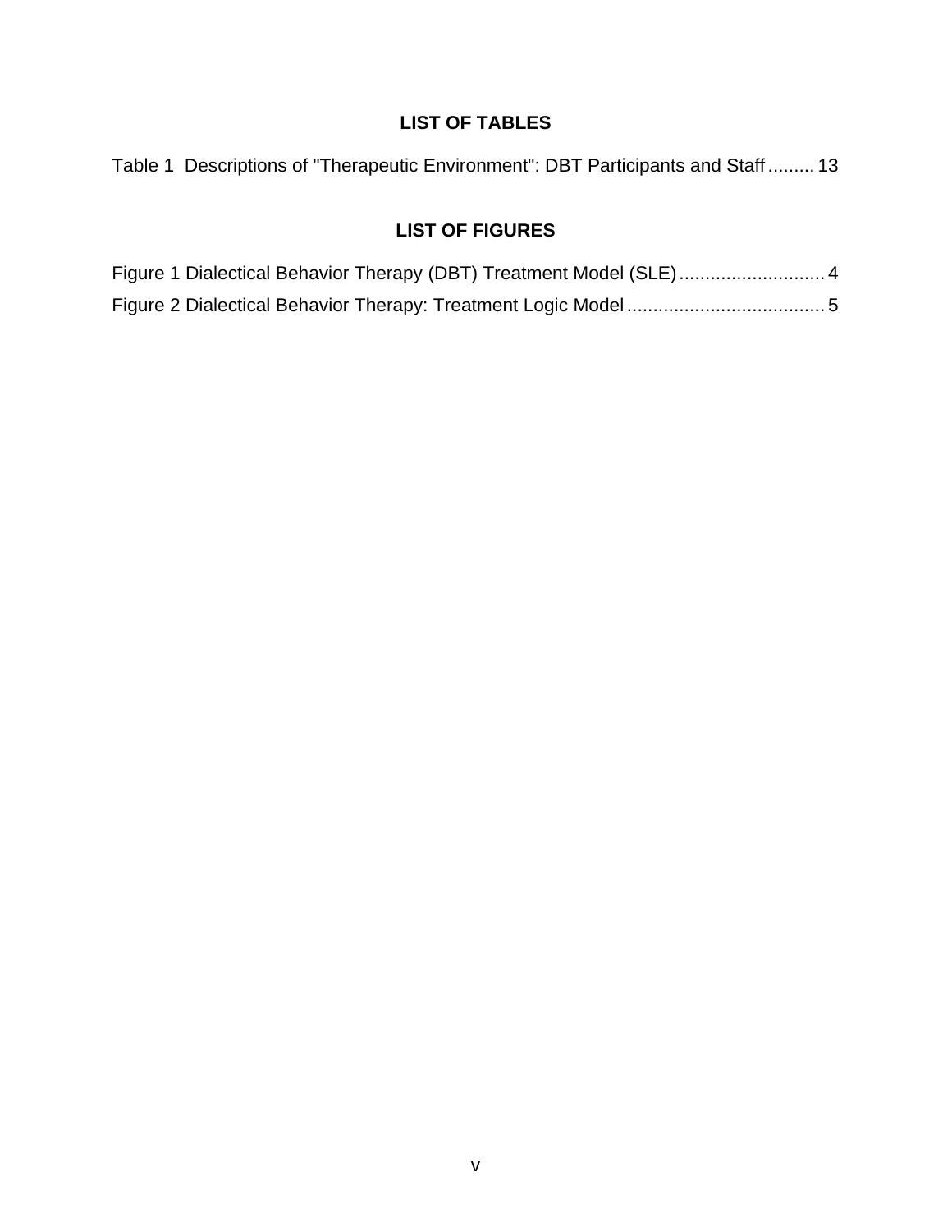## LIST OF TABLES

Table 1 Descriptions of "Therapeutic Environment": DBT Participants and Staff ......... 13

## LIST OF FIGURES

Figure 1 Dialectical Behavior Therapy (DBT) Treatment Model (SLE) ............................ 4

Figure 2 Dialectical Behavior Therapy: Treatment Logic Model ...................................... 5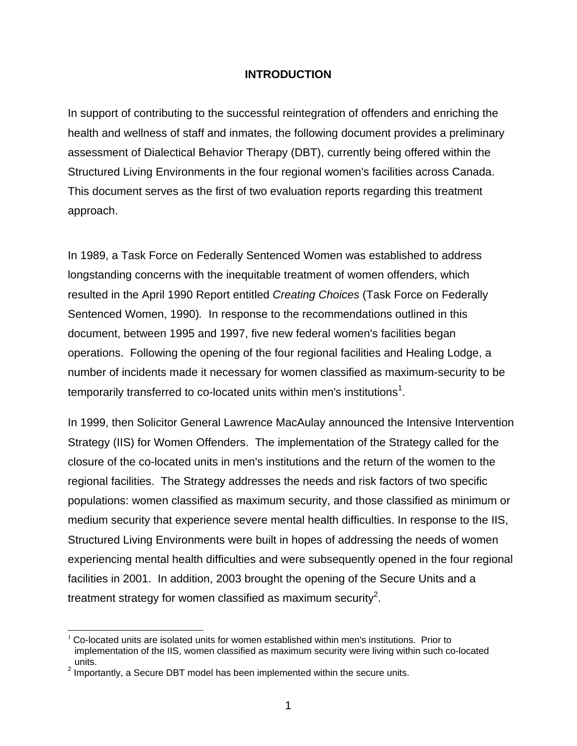# INTRODUCTION

In support of contributing to the successful reintegration of offenders and enriching the health and wellness of staff and inmates, the following document provides a preliminary assessment of Dialectical Behavior Therapy (DBT), currently being offered within the Structured Living Environments in the four regional women's facilities across Canada. This document serves as the first of two evaluation reports regarding this treatment approach.

In 1989, a Task Force on Federally Sentenced Women was established to address longstanding concerns with the inequitable treatment of women offenders, which resulted in the April 1990 Report entitled *Creating Choices* (Task Force on Federally Sentenced Women, 1990). In response to the recommendations outlined in this document, between 1995 and 1997, five new federal women's facilities began operations. Following the opening of the four regional facilities and Healing Lodge, a number of incidents made it necessary for women classified as maximum-security to be temporarily transferred to co-located units within men's institutions[1].

In 1999, then Solicitor General Lawrence MacAulay announced the Intensive Intervention Strategy (IIS) for Women Offenders. The implementation of the Strategy called for the closure of the co-located units in men's institutions and the return of the women to the regional facilities. The Strategy addresses the needs and risk factors of two specific populations: women classified as maximum security, and those classified as minimum or medium security that experience severe mental health difficulties. In response to the IIS, Structured Living Environments were built in hopes of addressing the needs of women experiencing mental health difficulties and were subsequently opened in the four regional facilities in 2001. In addition, 2003 brought the opening of the Secure Units and a treatment strategy for women classified as maximum security[2].

---

[1] Co-located units are isolated units for women established within men's institutions. Prior to implementation of the IIS, women classified as maximum security were living within such co-located units.

[2] Importantly, a Secure DBT model has been implemented within the secure units.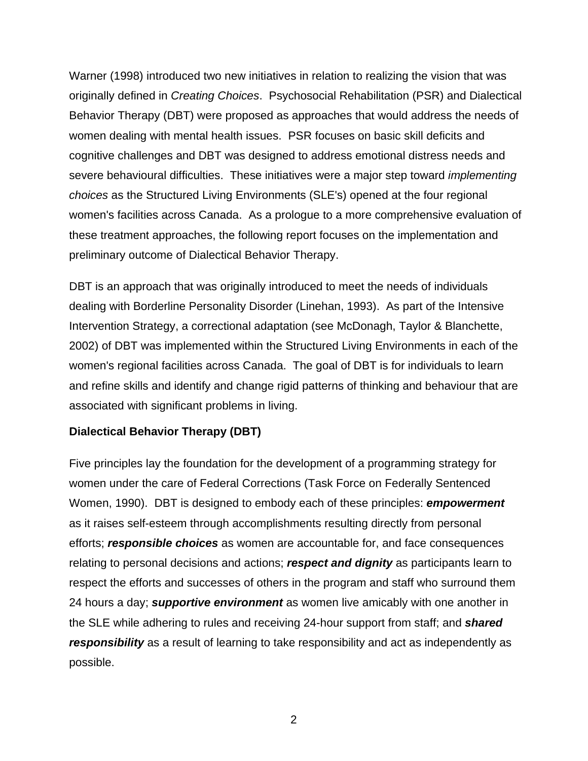Warner (1998) introduced two new initiatives in relation to realizing the vision that was originally defined in *Creating Choices*. Psychosocial Rehabilitation (PSR) and Dialectical Behavior Therapy (DBT) were proposed as approaches that would address the needs of women dealing with mental health issues. PSR focuses on basic skill deficits and cognitive challenges and DBT was designed to address emotional distress needs and severe behavioural difficulties. These initiatives were a major step toward *implementing choices* as the Structured Living Environments (SLE's) opened at the four regional women's facilities across Canada. As a prologue to a more comprehensive evaluation of these treatment approaches, the following report focuses on the implementation and preliminary outcome of Dialectical Behavior Therapy.

DBT is an approach that was originally introduced to meet the needs of individuals dealing with Borderline Personality Disorder (Linehan, 1993). As part of the Intensive Intervention Strategy, a correctional adaptation (see McDonagh, Taylor & Blanchette, 2002) of DBT was implemented within the Structured Living Environments in each of the women's regional facilities across Canada. The goal of DBT is for individuals to learn and refine skills and identify and change rigid patterns of thinking and behaviour that are associated with significant problems in living.

**Dialectical Behavior Therapy (DBT)**

Five principles lay the foundation for the development of a programming strategy for women under the care of Federal Corrections (Task Force on Federally Sentenced Women, 1990). DBT is designed to embody each of these principles: ***empowerment*** as it raises self-esteem through accomplishments resulting directly from personal efforts; ***responsible choices*** as women are accountable for, and face consequences relating to personal decisions and actions; ***respect and dignity*** as participants learn to respect the efforts and successes of others in the program and staff who surround them 24 hours a day; ***supportive environment*** as women live amicably with one another in the SLE while adhering to rules and receiving 24-hour support from staff; and ***shared responsibility*** as a result of learning to take responsibility and act as independently as possible.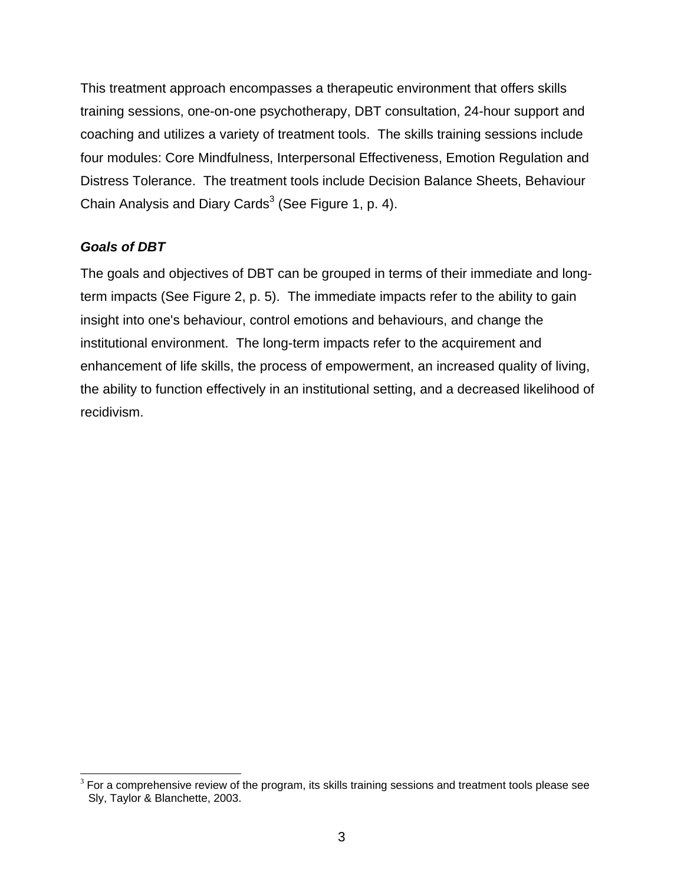This treatment approach encompasses a therapeutic environment that offers skills training sessions, one-on-one psychotherapy, DBT consultation, 24-hour support and coaching and utilizes a variety of treatment tools. The skills training sessions include four modules: Core Mindfulness, Interpersonal Effectiveness, Emotion Regulation and Distress Tolerance. The treatment tools include Decision Balance Sheets, Behaviour Chain Analysis and Diary Cards[3] (See Figure 1, p. 4).

### *Goals of DBT*

The goals and objectives of DBT can be grouped in terms of their immediate and long-term impacts (See Figure 2, p. 5). The immediate impacts refer to the ability to gain insight into one's behaviour, control emotions and behaviours, and change the institutional environment. The long-term impacts refer to the acquirement and enhancement of life skills, the process of empowerment, an increased quality of living, the ability to function effectively in an institutional setting, and a decreased likelihood of recidivism.

---

[3] For a comprehensive review of the program, its skills training sessions and treatment tools please see Sly, Taylor & Blanchette, 2003.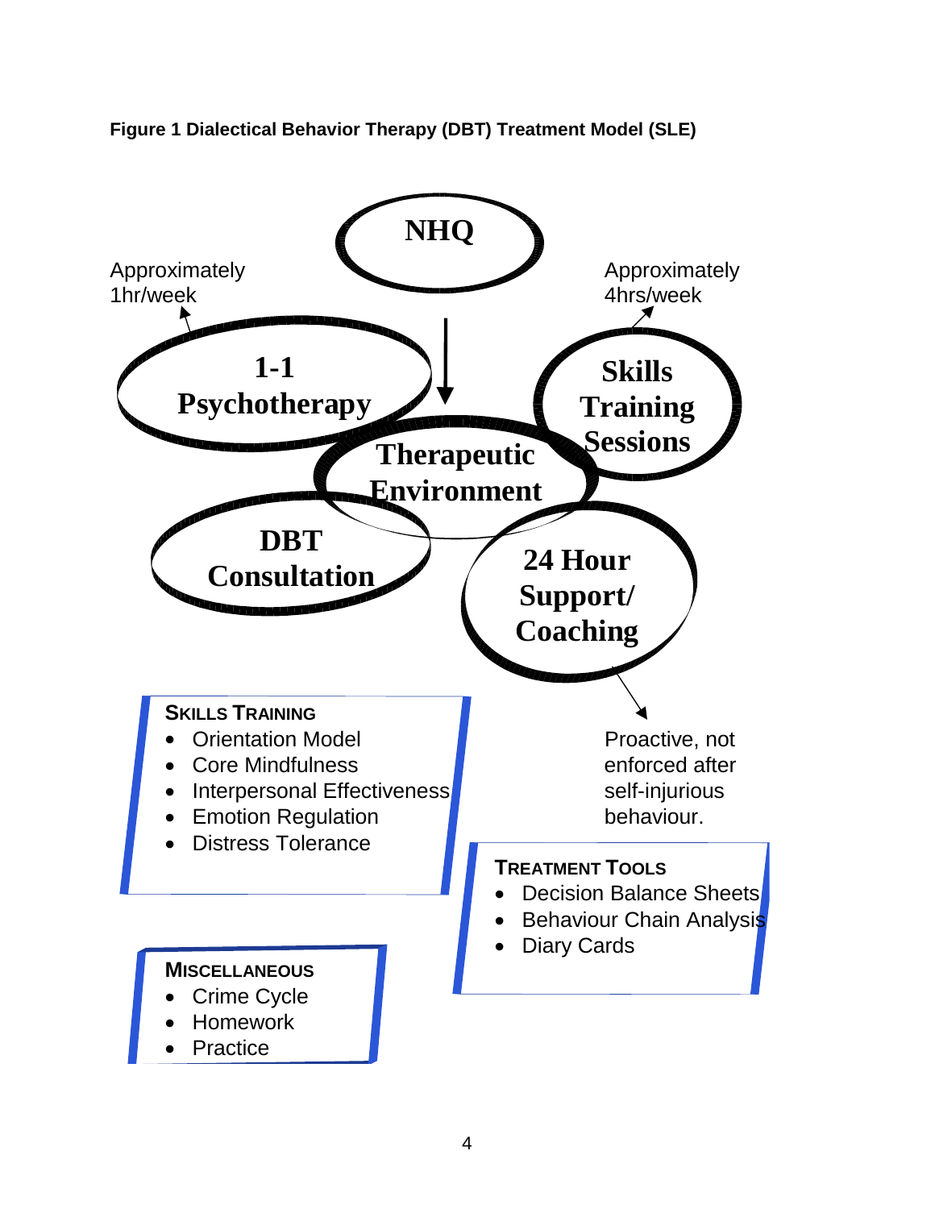**Figure 1 Dialectical Behavior Therapy (DBT) Treatment Model (SLE)**

**NHQ**

Approximately 1hr/week

**1-1 Psychotherapy**

Approximately 4hrs/week

**Skills Training Sessions**

**Therapeutic Environment**

**DBT Consultation**

**24 Hour Support/ Coaching**

Proactive, not enforced after self-injurious behaviour.

**SKILLS TRAINING**

- Orientation Model
- Core Mindfulness
- Interpersonal Effectiveness
- Emotion Regulation
- Distress Tolerance

**TREATMENT TOOLS**

- Decision Balance Sheets
- Behaviour Chain Analysis
- Diary Cards

**MISCELLANEOUS**

- Crime Cycle
- Homework
- Practice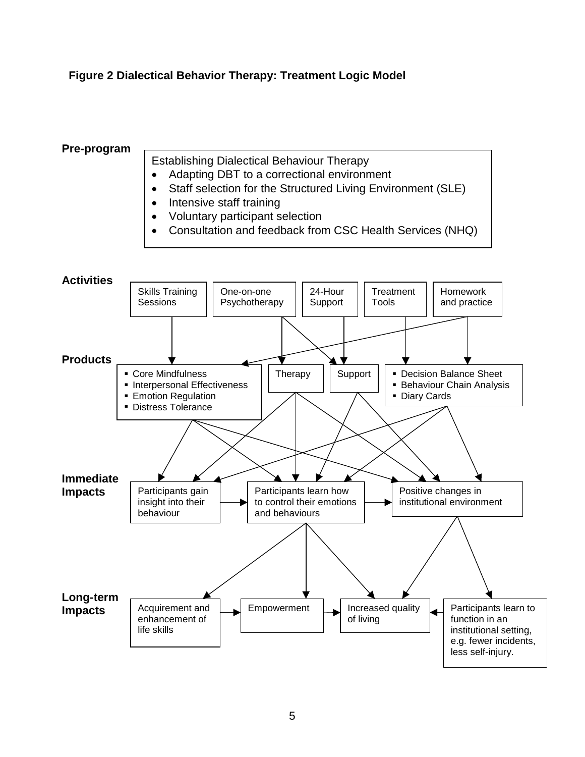**Figure 2 Dialectical Behavior Therapy: Treatment Logic Model**

**Pre-program**

Establishing Dialectical Behaviour Therapy

- Adapting DBT to a correctional environment
- Staff selection for the Structured Living Environment (SLE)
- Intensive staff training
- Voluntary participant selection
- Consultation and feedback from CSC Health Services (NHQ)

**Activities**

- Skills Training Sessions
- One-on-one Psychotherapy
- 24-Hour Support
- Treatment Tools
- Homework and practice

**Products**

- Core Mindfulness
- Interpersonal Effectiveness
- Emotion Regulation
- Distress Tolerance

Therapy

Support

- Decision Balance Sheet
- Behaviour Chain Analysis
- Diary Cards

**Immediate Impacts**

- Participants gain insight into their behaviour
- Participants learn how to control their emotions and behaviours
- Positive changes in institutional environment

**Long-term Impacts**

- Acquirement and enhancement of life skills
- Empowerment
- Increased quality of living
- Participants learn to function in an institutional setting, e.g. fewer incidents, less self-injury.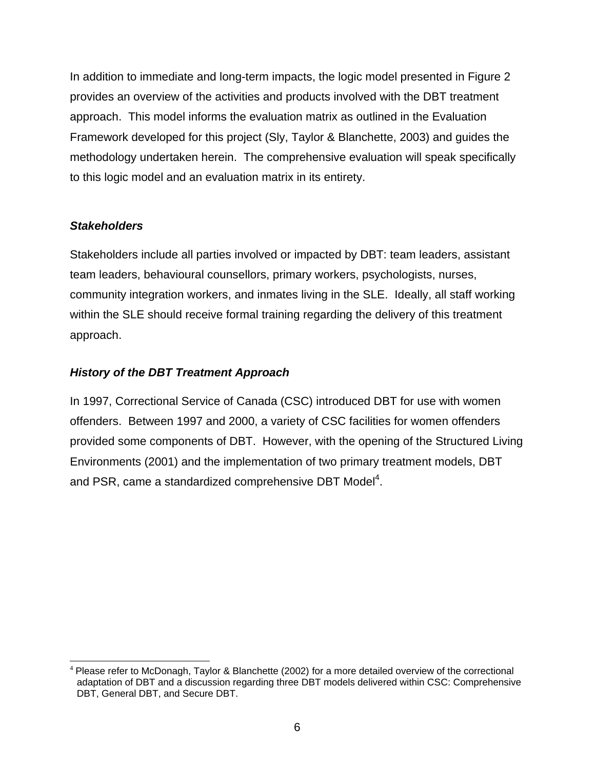In addition to immediate and long-term impacts, the logic model presented in Figure 2 provides an overview of the activities and products involved with the DBT treatment approach. This model informs the evaluation matrix as outlined in the Evaluation Framework developed for this project (Sly, Taylor & Blanchette, 2003) and guides the methodology undertaken herein. The comprehensive evaluation will speak specifically to this logic model and an evaluation matrix in its entirety.

### *Stakeholders*

Stakeholders include all parties involved or impacted by DBT: team leaders, assistant team leaders, behavioural counsellors, primary workers, psychologists, nurses, community integration workers, and inmates living in the SLE. Ideally, all staff working within the SLE should receive formal training regarding the delivery of this treatment approach.

### *History of the DBT Treatment Approach*

In 1997, Correctional Service of Canada (CSC) introduced DBT for use with women offenders. Between 1997 and 2000, a variety of CSC facilities for women offenders provided some components of DBT. However, with the opening of the Structured Living Environments (2001) and the implementation of two primary treatment models, DBT and PSR, came a standardized comprehensive DBT Model[4].

[4] Please refer to McDonagh, Taylor & Blanchette (2002) for a more detailed overview of the correctional adaptation of DBT and a discussion regarding three DBT models delivered within CSC: Comprehensive DBT, General DBT, and Secure DBT.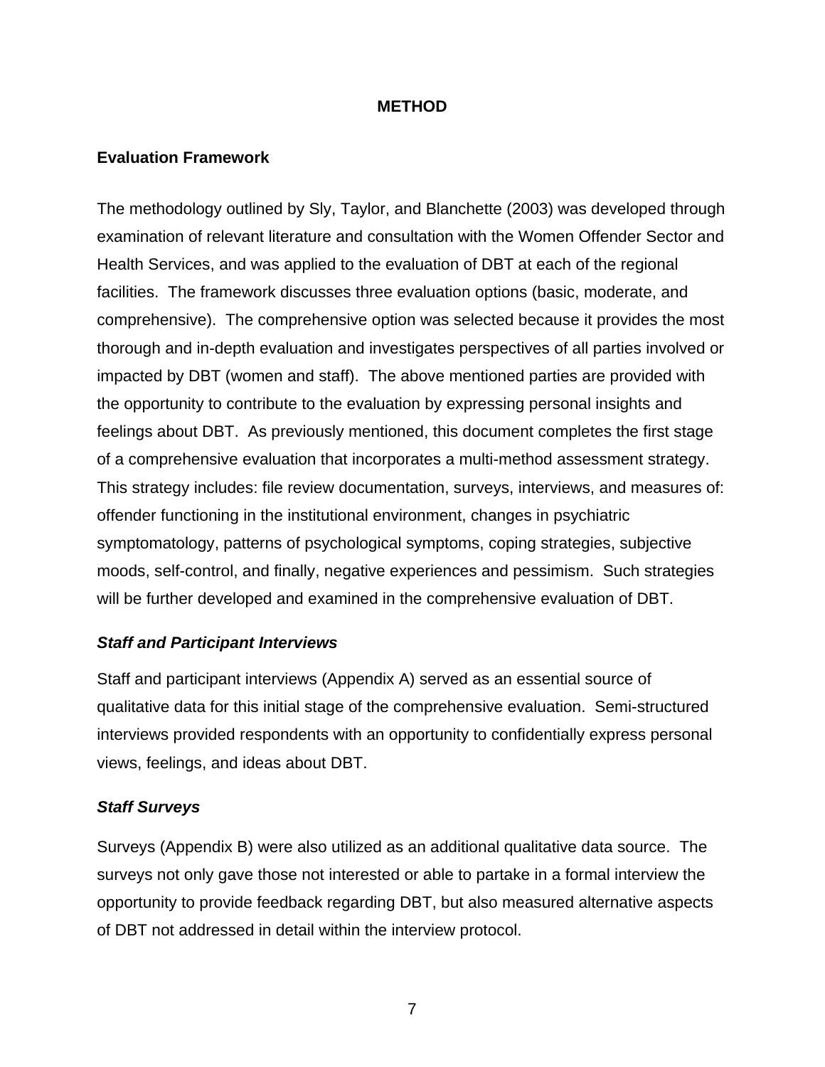## METHOD

### Evaluation Framework

The methodology outlined by Sly, Taylor, and Blanchette (2003) was developed through examination of relevant literature and consultation with the Women Offender Sector and Health Services, and was applied to the evaluation of DBT at each of the regional facilities. The framework discusses three evaluation options (basic, moderate, and comprehensive). The comprehensive option was selected because it provides the most thorough and in-depth evaluation and investigates perspectives of all parties involved or impacted by DBT (women and staff). The above mentioned parties are provided with the opportunity to contribute to the evaluation by expressing personal insights and feelings about DBT. As previously mentioned, this document completes the first stage of a comprehensive evaluation that incorporates a multi-method assessment strategy. This strategy includes: file review documentation, surveys, interviews, and measures of: offender functioning in the institutional environment, changes in psychiatric symptomatology, patterns of psychological symptoms, coping strategies, subjective moods, self-control, and finally, negative experiences and pessimism. Such strategies will be further developed and examined in the comprehensive evaluation of DBT.

#### *Staff and Participant Interviews*

Staff and participant interviews (Appendix A) served as an essential source of qualitative data for this initial stage of the comprehensive evaluation. Semi-structured interviews provided respondents with an opportunity to confidentially express personal views, feelings, and ideas about DBT.

#### *Staff Surveys*

Surveys (Appendix B) were also utilized as an additional qualitative data source. The surveys not only gave those not interested or able to partake in a formal interview the opportunity to provide feedback regarding DBT, but also measured alternative aspects of DBT not addressed in detail within the interview protocol.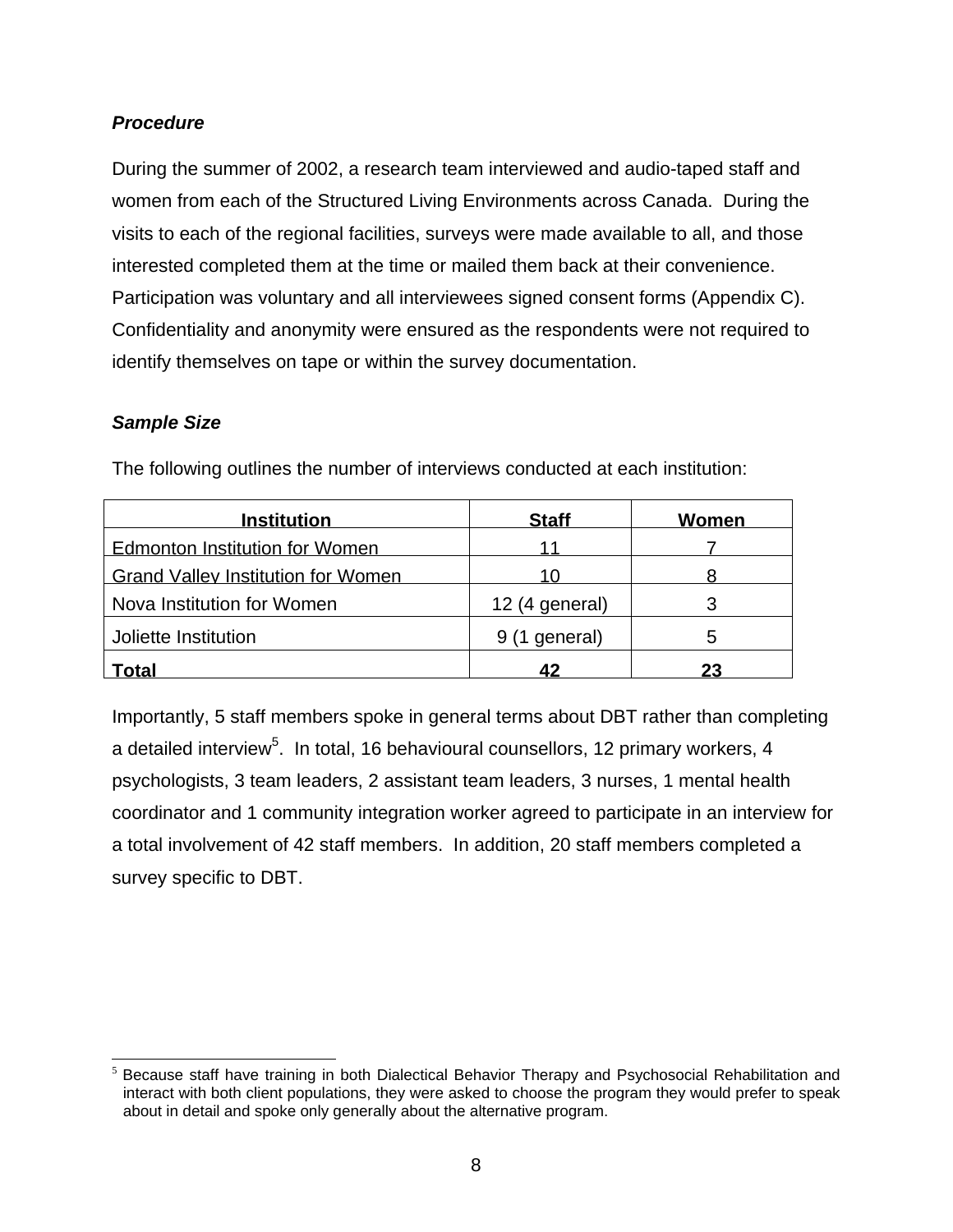***Procedure***

During the summer of 2002, a research team interviewed and audio-taped staff and women from each of the Structured Living Environments across Canada. During the visits to each of the regional facilities, surveys were made available to all, and those interested completed them at the time or mailed them back at their convenience. Participation was voluntary and all interviewees signed consent forms (Appendix C). Confidentiality and anonymity were ensured as the respondents were not required to identify themselves on tape or within the survey documentation.

***Sample Size***

The following outlines the number of interviews conducted at each institution:

| Institution | Staff | Women |
|---|---|---|
| Edmonton Institution for Women | 11 | 7 |
| Grand Valley Institution for Women | 10 | 8 |
| Nova Institution for Women | 12 (4 general) | 3 |
| Joliette Institution | 9 (1 general) | 5 |
| **Total** | **42** | **23** |

Importantly, 5 staff members spoke in general terms about DBT rather than completing a detailed interview[5]. In total, 16 behavioural counsellors, 12 primary workers, 4 psychologists, 3 team leaders, 2 assistant team leaders, 3 nurses, 1 mental health coordinator and 1 community integration worker agreed to participate in an interview for a total involvement of 42 staff members. In addition, 20 staff members completed a survey specific to DBT.

[5] Because staff have training in both Dialectical Behavior Therapy and Psychosocial Rehabilitation and interact with both client populations, they were asked to choose the program they would prefer to speak about in detail and spoke only generally about the alternative program.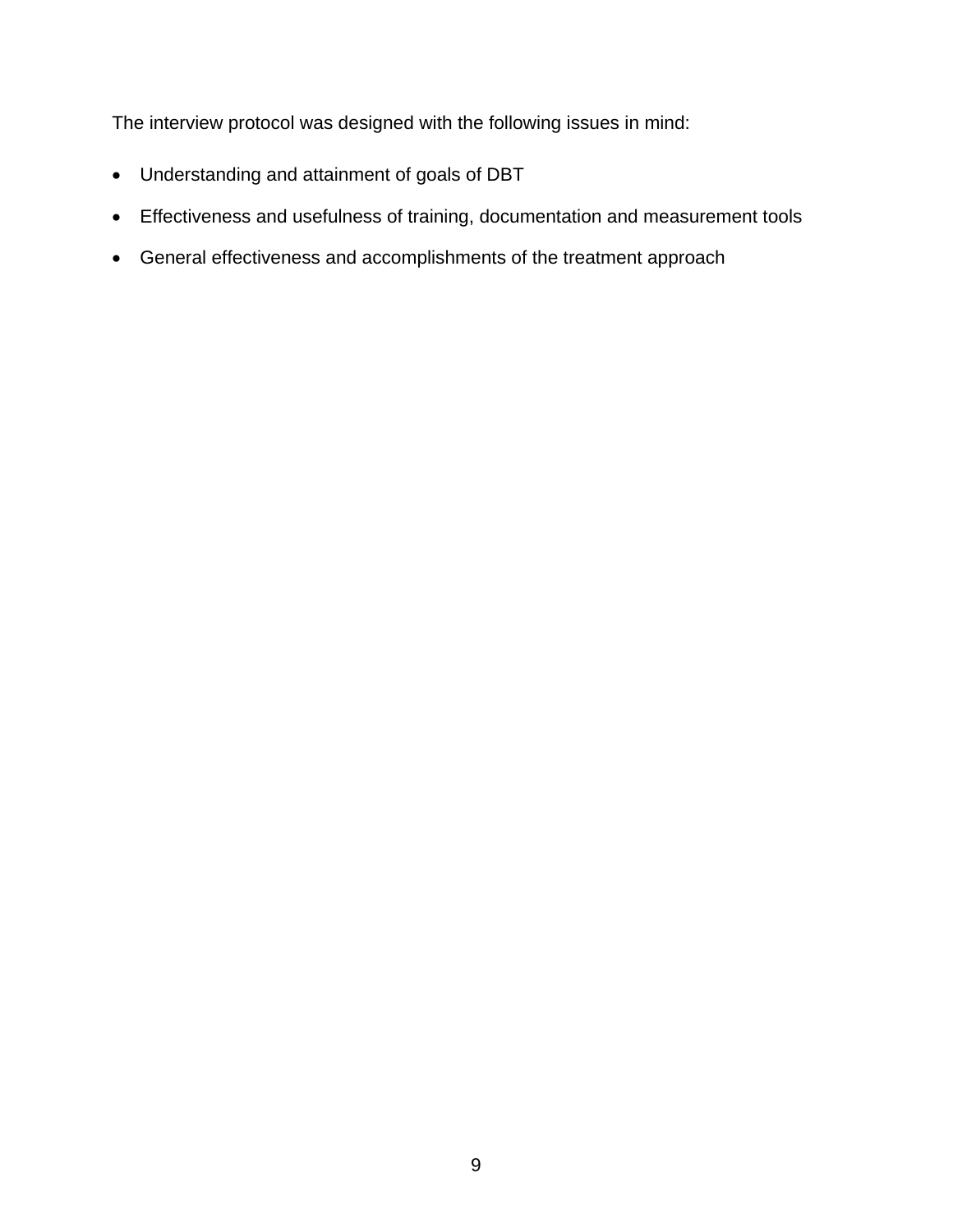The interview protocol was designed with the following issues in mind:

- Understanding and attainment of goals of DBT
- Effectiveness and usefulness of training, documentation and measurement tools
- General effectiveness and accomplishments of the treatment approach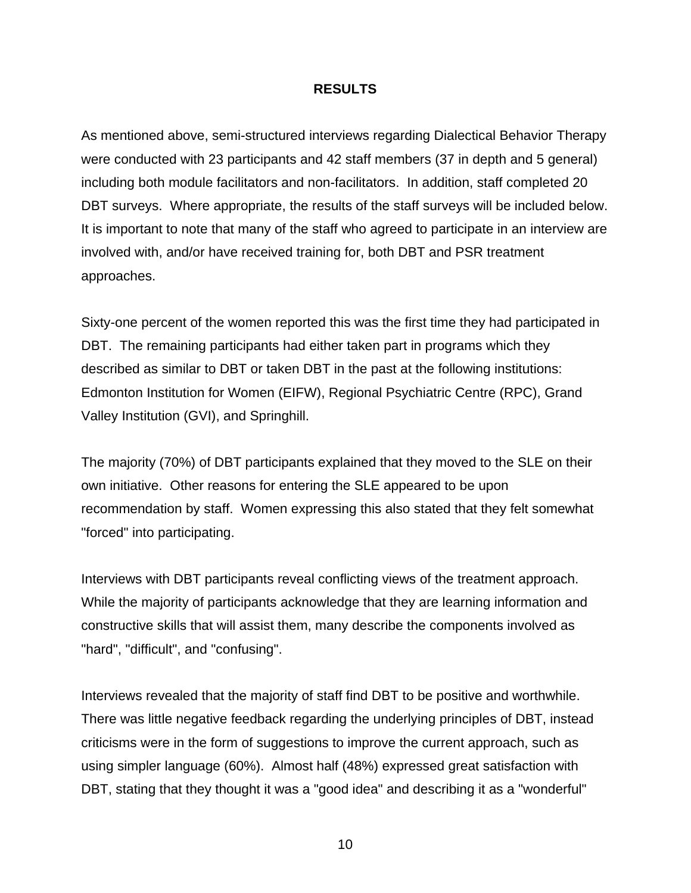# RESULTS

As mentioned above, semi-structured interviews regarding Dialectical Behavior Therapy were conducted with 23 participants and 42 staff members (37 in depth and 5 general) including both module facilitators and non-facilitators. In addition, staff completed 20 DBT surveys. Where appropriate, the results of the staff surveys will be included below. It is important to note that many of the staff who agreed to participate in an interview are involved with, and/or have received training for, both DBT and PSR treatment approaches.

Sixty-one percent of the women reported this was the first time they had participated in DBT. The remaining participants had either taken part in programs which they described as similar to DBT or taken DBT in the past at the following institutions: Edmonton Institution for Women (EIFW), Regional Psychiatric Centre (RPC), Grand Valley Institution (GVI), and Springhill.

The majority (70%) of DBT participants explained that they moved to the SLE on their own initiative. Other reasons for entering the SLE appeared to be upon recommendation by staff. Women expressing this also stated that they felt somewhat "forced" into participating.

Interviews with DBT participants reveal conflicting views of the treatment approach. While the majority of participants acknowledge that they are learning information and constructive skills that will assist them, many describe the components involved as "hard", "difficult", and "confusing".

Interviews revealed that the majority of staff find DBT to be positive and worthwhile. There was little negative feedback regarding the underlying principles of DBT, instead criticisms were in the form of suggestions to improve the current approach, such as using simpler language (60%). Almost half (48%) expressed great satisfaction with DBT, stating that they thought it was a "good idea" and describing it as a "wonderful"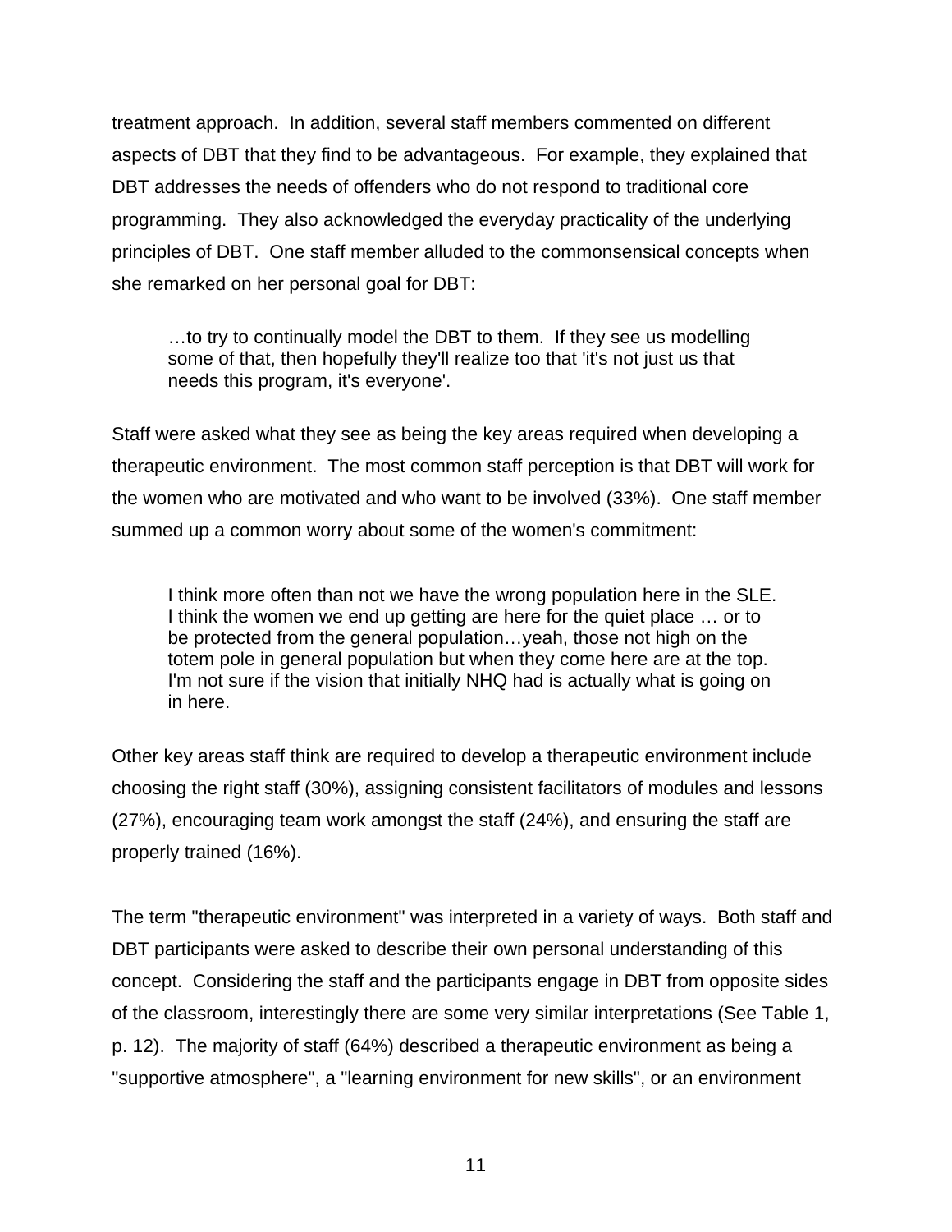treatment approach. In addition, several staff members commented on different aspects of DBT that they find to be advantageous. For example, they explained that DBT addresses the needs of offenders who do not respond to traditional core programming. They also acknowledged the everyday practicality of the underlying principles of DBT. One staff member alluded to the commonsensical concepts when she remarked on her personal goal for DBT:

> …to try to continually model the DBT to them. If they see us modelling some of that, then hopefully they'll realize too that 'it's not just us that needs this program, it's everyone'.

Staff were asked what they see as being the key areas required when developing a therapeutic environment. The most common staff perception is that DBT will work for the women who are motivated and who want to be involved (33%). One staff member summed up a common worry about some of the women's commitment:

> I think more often than not we have the wrong population here in the SLE. I think the women we end up getting are here for the quiet place … or to be protected from the general population…yeah, those not high on the totem pole in general population but when they come here are at the top. I'm not sure if the vision that initially NHQ had is actually what is going on in here.

Other key areas staff think are required to develop a therapeutic environment include choosing the right staff (30%), assigning consistent facilitators of modules and lessons (27%), encouraging team work amongst the staff (24%), and ensuring the staff are properly trained (16%).

The term "therapeutic environment" was interpreted in a variety of ways. Both staff and DBT participants were asked to describe their own personal understanding of this concept. Considering the staff and the participants engage in DBT from opposite sides of the classroom, interestingly there are some very similar interpretations (See Table 1, p. 12). The majority of staff (64%) described a therapeutic environment as being a "supportive atmosphere", a "learning environment for new skills", or an environment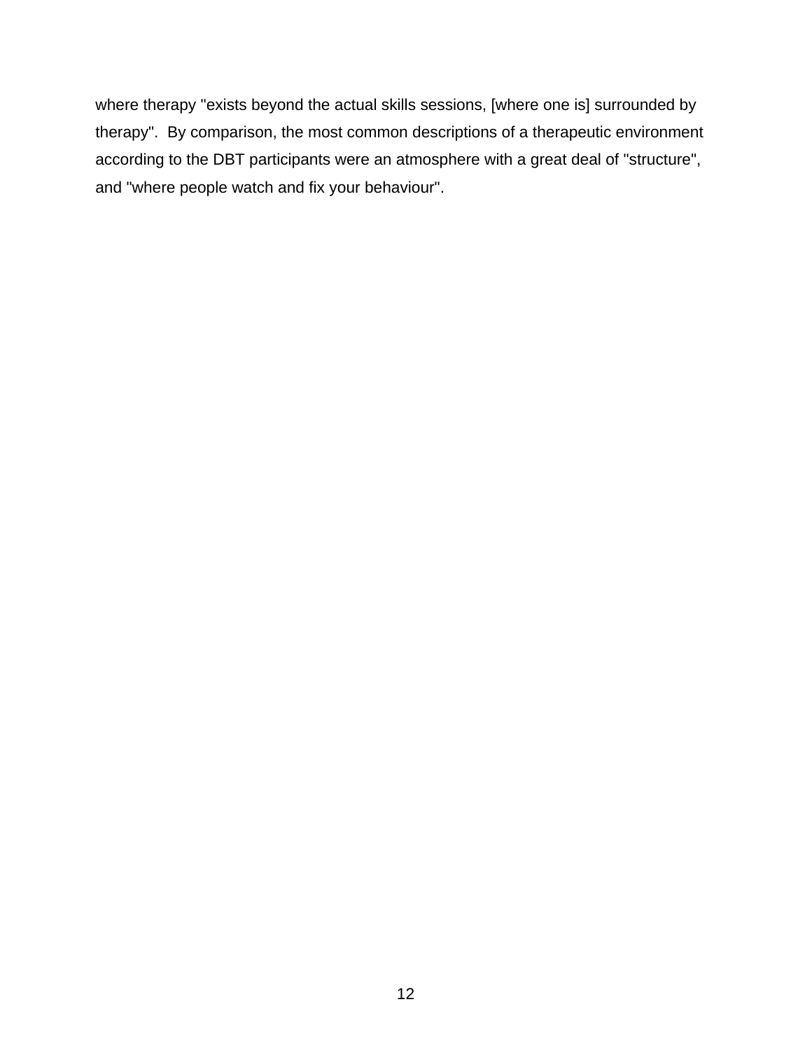where therapy "exists beyond the actual skills sessions, [where one is] surrounded by therapy". By comparison, the most common descriptions of a therapeutic environment according to the DBT participants were an atmosphere with a great deal of "structure", and "where people watch and fix your behaviour".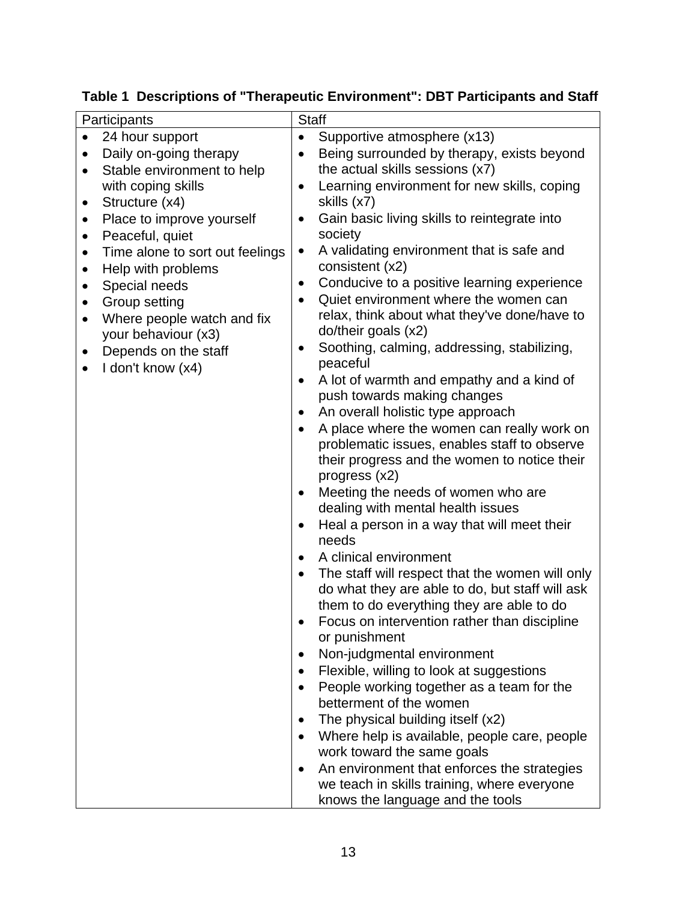**Table 1 Descriptions of "Therapeutic Environment": DBT Participants and Staff**

| Participants | Staff |
|---|---|
| • 24 hour support<br>• Daily on-going therapy<br>• Stable environment to help with coping skills<br>• Structure (x4)<br>• Place to improve yourself<br>• Peaceful, quiet<br>• Time alone to sort out feelings<br>• Help with problems<br>• Special needs<br>• Group setting<br>• Where people watch and fix your behaviour (x3)<br>• Depends on the staff<br>• I don't know (x4) | • Supportive atmosphere (x13)<br>• Being surrounded by therapy, exists beyond the actual skills sessions (x7)<br>• Learning environment for new skills, coping skills (x7)<br>• Gain basic living skills to reintegrate into society<br>• A validating environment that is safe and consistent (x2)<br>• Conducive to a positive learning experience<br>• Quiet environment where the women can relax, think about what they've done/have to do/their goals (x2)<br>• Soothing, calming, addressing, stabilizing, peaceful<br>• A lot of warmth and empathy and a kind of push towards making changes<br>• An overall holistic type approach<br>• A place where the women can really work on problematic issues, enables staff to observe their progress and the women to notice their progress (x2)<br>• Meeting the needs of women who are dealing with mental health issues<br>• Heal a person in a way that will meet their needs<br>• A clinical environment<br>• The staff will respect that the women will only do what they are able to do, but staff will ask them to do everything they are able to do<br>• Focus on intervention rather than discipline or punishment<br>• Non-judgmental environment<br>• Flexible, willing to look at suggestions<br>• People working together as a team for the betterment of the women<br>• The physical building itself (x2)<br>• Where help is available, people care, people work toward the same goals<br>• An environment that enforces the strategies we teach in skills training, where everyone knows the language and the tools |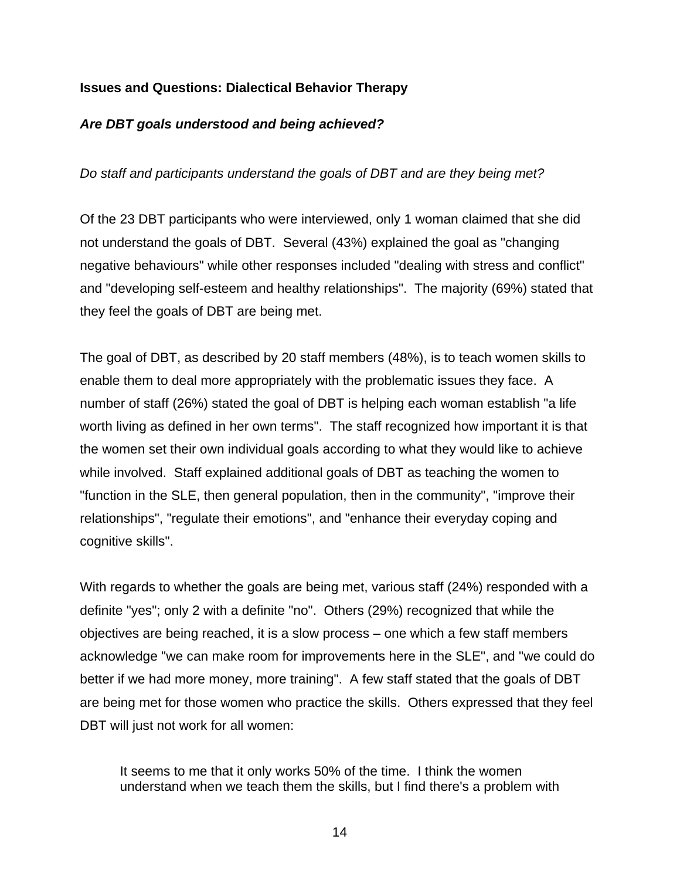**Issues and Questions: Dialectical Behavior Therapy**

***Are DBT goals understood and being achieved?***

*Do staff and participants understand the goals of DBT and are they being met?*

Of the 23 DBT participants who were interviewed, only 1 woman claimed that she did not understand the goals of DBT. Several (43%) explained the goal as "changing negative behaviours" while other responses included "dealing with stress and conflict" and "developing self-esteem and healthy relationships". The majority (69%) stated that they feel the goals of DBT are being met.

The goal of DBT, as described by 20 staff members (48%), is to teach women skills to enable them to deal more appropriately with the problematic issues they face. A number of staff (26%) stated the goal of DBT is helping each woman establish "a life worth living as defined in her own terms". The staff recognized how important it is that the women set their own individual goals according to what they would like to achieve while involved. Staff explained additional goals of DBT as teaching the women to "function in the SLE, then general population, then in the community", "improve their relationships", "regulate their emotions", and "enhance their everyday coping and cognitive skills".

With regards to whether the goals are being met, various staff (24%) responded with a definite "yes"; only 2 with a definite "no". Others (29%) recognized that while the objectives are being reached, it is a slow process – one which a few staff members acknowledge "we can make room for improvements here in the SLE", and "we could do better if we had more money, more training". A few staff stated that the goals of DBT are being met for those women who practice the skills. Others expressed that they feel DBT will just not work for all women:

> It seems to me that it only works 50% of the time. I think the women understand when we teach them the skills, but I find there's a problem with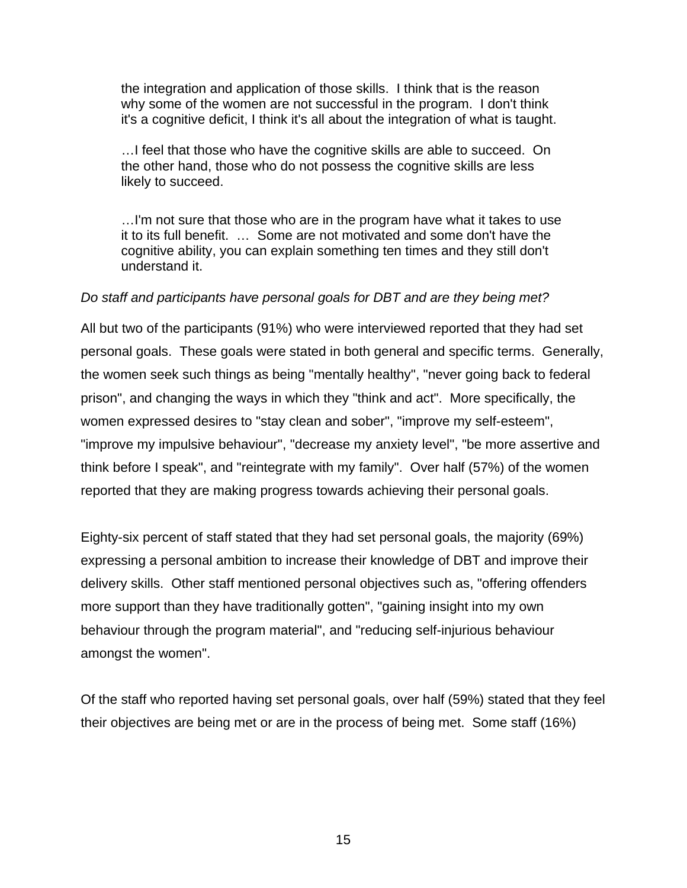> the integration and application of those skills. I think that is the reason why some of the women are not successful in the program. I don't think it's a cognitive deficit, I think it's all about the integration of what is taught.
>
> …I feel that those who have the cognitive skills are able to succeed. On the other hand, those who do not possess the cognitive skills are less likely to succeed.
>
> …I'm not sure that those who are in the program have what it takes to use it to its full benefit. … Some are not motivated and some don't have the cognitive ability, you can explain something ten times and they still don't understand it.

*Do staff and participants have personal goals for DBT and are they being met?*

All but two of the participants (91%) who were interviewed reported that they had set personal goals. These goals were stated in both general and specific terms. Generally, the women seek such things as being "mentally healthy", "never going back to federal prison", and changing the ways in which they "think and act". More specifically, the women expressed desires to "stay clean and sober", "improve my self-esteem", "improve my impulsive behaviour", "decrease my anxiety level", "be more assertive and think before I speak", and "reintegrate with my family". Over half (57%) of the women reported that they are making progress towards achieving their personal goals.

Eighty-six percent of staff stated that they had set personal goals, the majority (69%) expressing a personal ambition to increase their knowledge of DBT and improve their delivery skills. Other staff mentioned personal objectives such as, "offering offenders more support than they have traditionally gotten", "gaining insight into my own behaviour through the program material", and "reducing self-injurious behaviour amongst the women".

Of the staff who reported having set personal goals, over half (59%) stated that they feel their objectives are being met or are in the process of being met. Some staff (16%)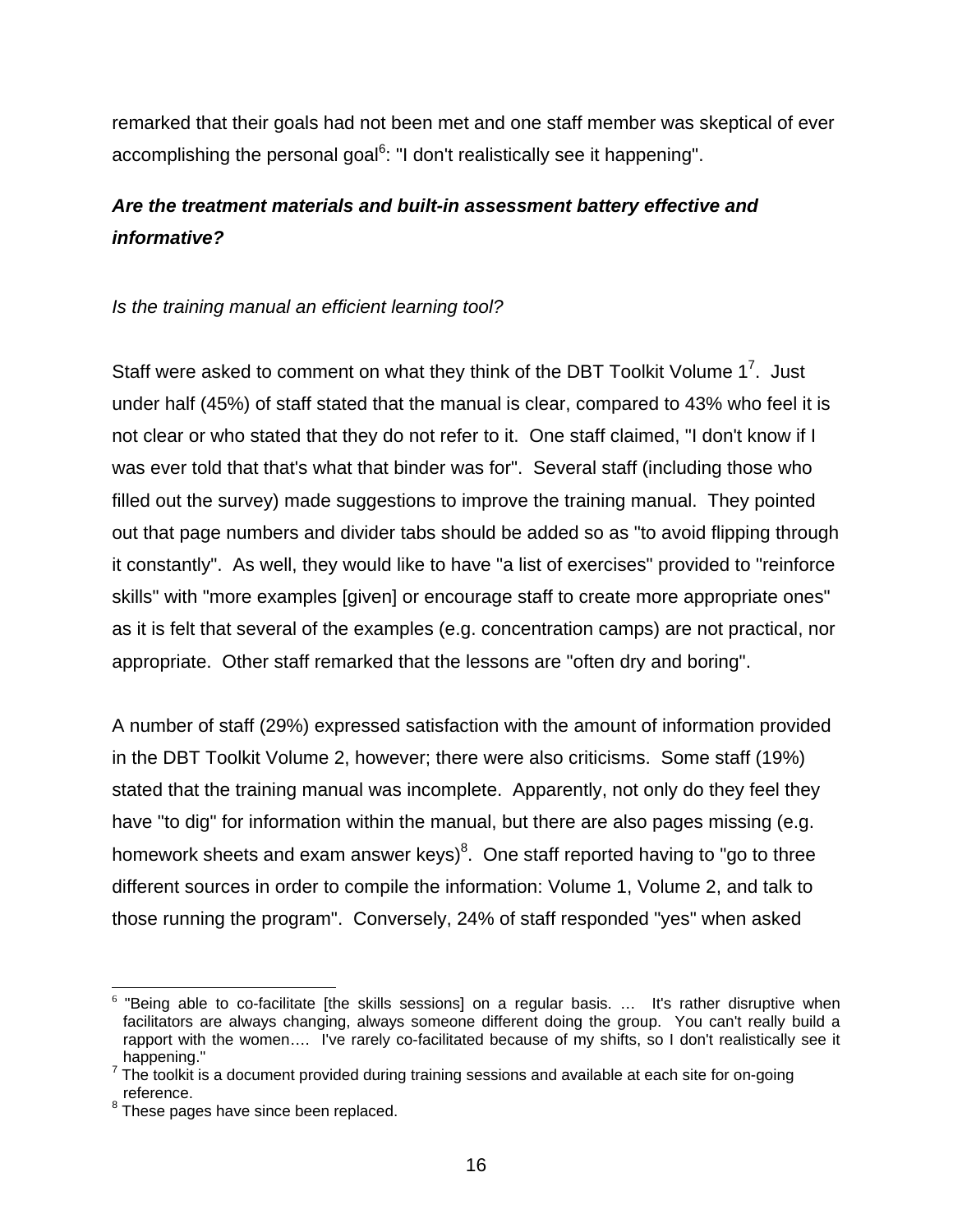remarked that their goals had not been met and one staff member was skeptical of ever accomplishing the personal goal[6]: "I don't realistically see it happening".

### ***Are the treatment materials and built-in assessment battery effective and informative?***

*Is the training manual an efficient learning tool?*

Staff were asked to comment on what they think of the DBT Toolkit Volume 1[7]. Just under half (45%) of staff stated that the manual is clear, compared to 43% who feel it is not clear or who stated that they do not refer to it. One staff claimed, "I don't know if I was ever told that that's what that binder was for". Several staff (including those who filled out the survey) made suggestions to improve the training manual. They pointed out that page numbers and divider tabs should be added so as "to avoid flipping through it constantly". As well, they would like to have "a list of exercises" provided to "reinforce skills" with "more examples [given] or encourage staff to create more appropriate ones" as it is felt that several of the examples (e.g. concentration camps) are not practical, nor appropriate. Other staff remarked that the lessons are "often dry and boring".

A number of staff (29%) expressed satisfaction with the amount of information provided in the DBT Toolkit Volume 2, however; there were also criticisms. Some staff (19%) stated that the training manual was incomplete. Apparently, not only do they feel they have "to dig" for information within the manual, but there are also pages missing (e.g. homework sheets and exam answer keys)[8]. One staff reported having to "go to three different sources in order to compile the information: Volume 1, Volume 2, and talk to those running the program". Conversely, 24% of staff responded "yes" when asked

---

[6] "Being able to co-facilitate [the skills sessions] on a regular basis. … It's rather disruptive when facilitators are always changing, always someone different doing the group. You can't really build a rapport with the women…. I've rarely co-facilitated because of my shifts, so I don't realistically see it happening."

[7] The toolkit is a document provided during training sessions and available at each site for on-going reference.

[8] These pages have since been replaced.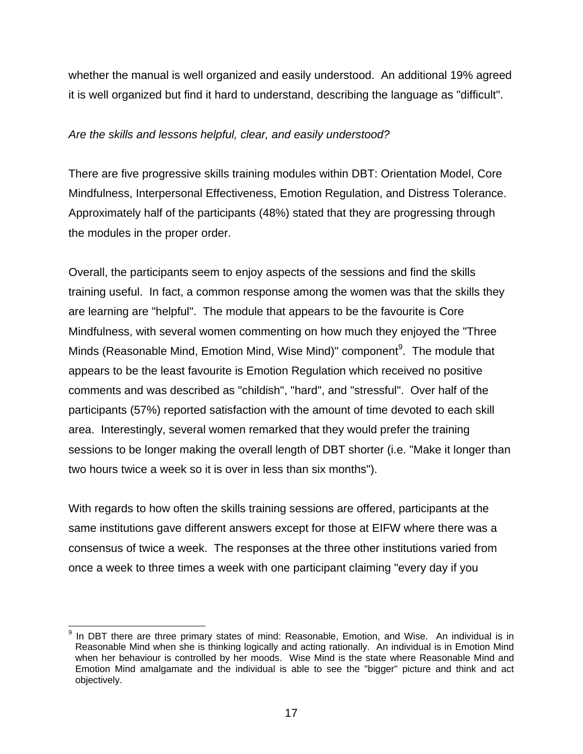whether the manual is well organized and easily understood. An additional 19% agreed it is well organized but find it hard to understand, describing the language as "difficult".

*Are the skills and lessons helpful, clear, and easily understood?*

There are five progressive skills training modules within DBT: Orientation Model, Core Mindfulness, Interpersonal Effectiveness, Emotion Regulation, and Distress Tolerance. Approximately half of the participants (48%) stated that they are progressing through the modules in the proper order.

Overall, the participants seem to enjoy aspects of the sessions and find the skills training useful. In fact, a common response among the women was that the skills they are learning are "helpful". The module that appears to be the favourite is Core Mindfulness, with several women commenting on how much they enjoyed the "Three Minds (Reasonable Mind, Emotion Mind, Wise Mind)" component[9]. The module that appears to be the least favourite is Emotion Regulation which received no positive comments and was described as "childish", "hard", and "stressful". Over half of the participants (57%) reported satisfaction with the amount of time devoted to each skill area. Interestingly, several women remarked that they would prefer the training sessions to be longer making the overall length of DBT shorter (i.e. "Make it longer than two hours twice a week so it is over in less than six months").

With regards to how often the skills training sessions are offered, participants at the same institutions gave different answers except for those at EIFW where there was a consensus of twice a week. The responses at the three other institutions varied from once a week to three times a week with one participant claiming "every day if you

---

[9] In DBT there are three primary states of mind: Reasonable, Emotion, and Wise. An individual is in Reasonable Mind when she is thinking logically and acting rationally. An individual is in Emotion Mind when her behaviour is controlled by her moods. Wise Mind is the state where Reasonable Mind and Emotion Mind amalgamate and the individual is able to see the "bigger" picture and think and act objectively.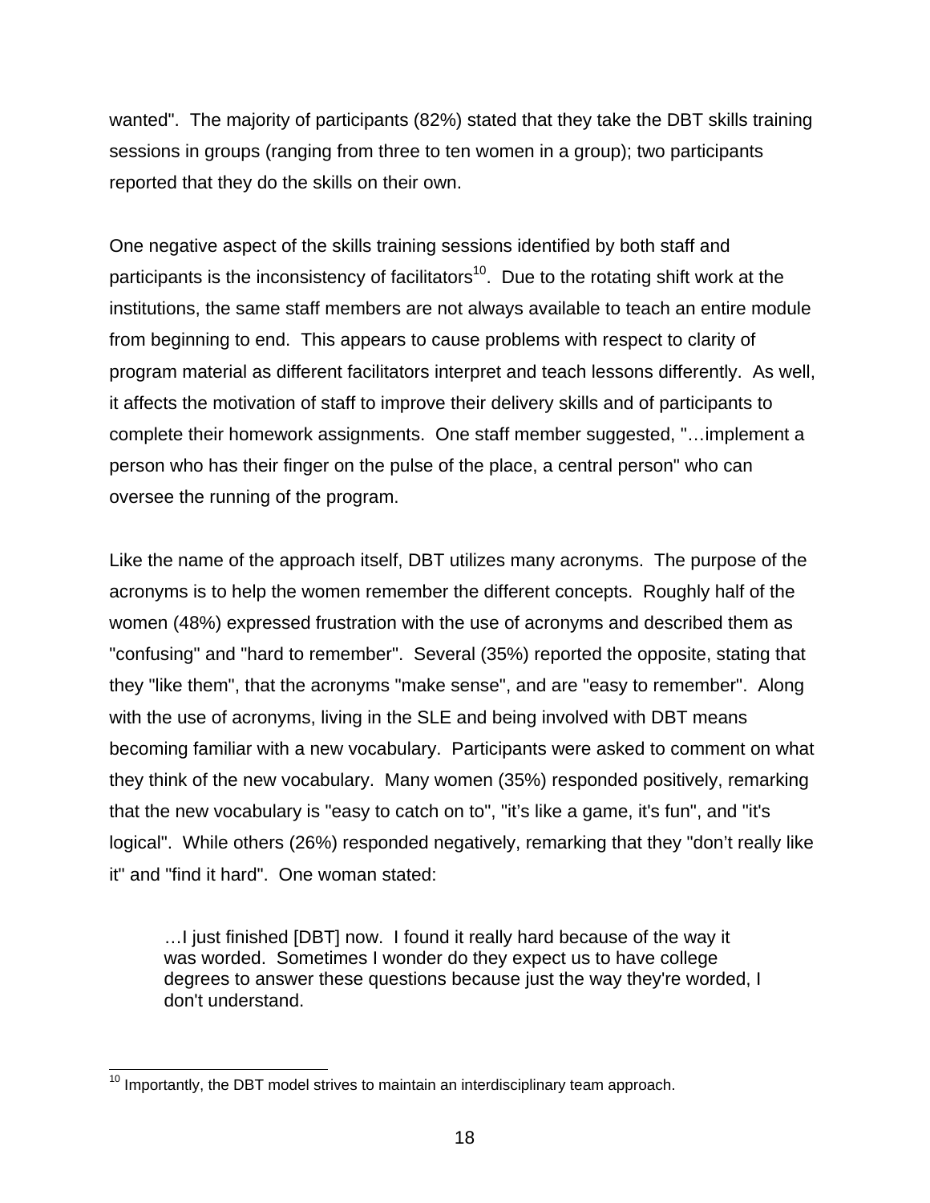wanted". The majority of participants (82%) stated that they take the DBT skills training sessions in groups (ranging from three to ten women in a group); two participants reported that they do the skills on their own.

One negative aspect of the skills training sessions identified by both staff and participants is the inconsistency of facilitators[10]. Due to the rotating shift work at the institutions, the same staff members are not always available to teach an entire module from beginning to end. This appears to cause problems with respect to clarity of program material as different facilitators interpret and teach lessons differently. As well, it affects the motivation of staff to improve their delivery skills and of participants to complete their homework assignments. One staff member suggested, "…implement a person who has their finger on the pulse of the place, a central person" who can oversee the running of the program.

Like the name of the approach itself, DBT utilizes many acronyms. The purpose of the acronyms is to help the women remember the different concepts. Roughly half of the women (48%) expressed frustration with the use of acronyms and described them as "confusing" and "hard to remember". Several (35%) reported the opposite, stating that they "like them", that the acronyms "make sense", and are "easy to remember". Along with the use of acronyms, living in the SLE and being involved with DBT means becoming familiar with a new vocabulary. Participants were asked to comment on what they think of the new vocabulary. Many women (35%) responded positively, remarking that the new vocabulary is "easy to catch on to", "it's like a game, it's fun", and "it's logical". While others (26%) responded negatively, remarking that they "don't really like it" and "find it hard". One woman stated:

> …I just finished [DBT] now. I found it really hard because of the way it was worded. Sometimes I wonder do they expect us to have college degrees to answer these questions because just the way they're worded, I don't understand.

[10] Importantly, the DBT model strives to maintain an interdisciplinary team approach.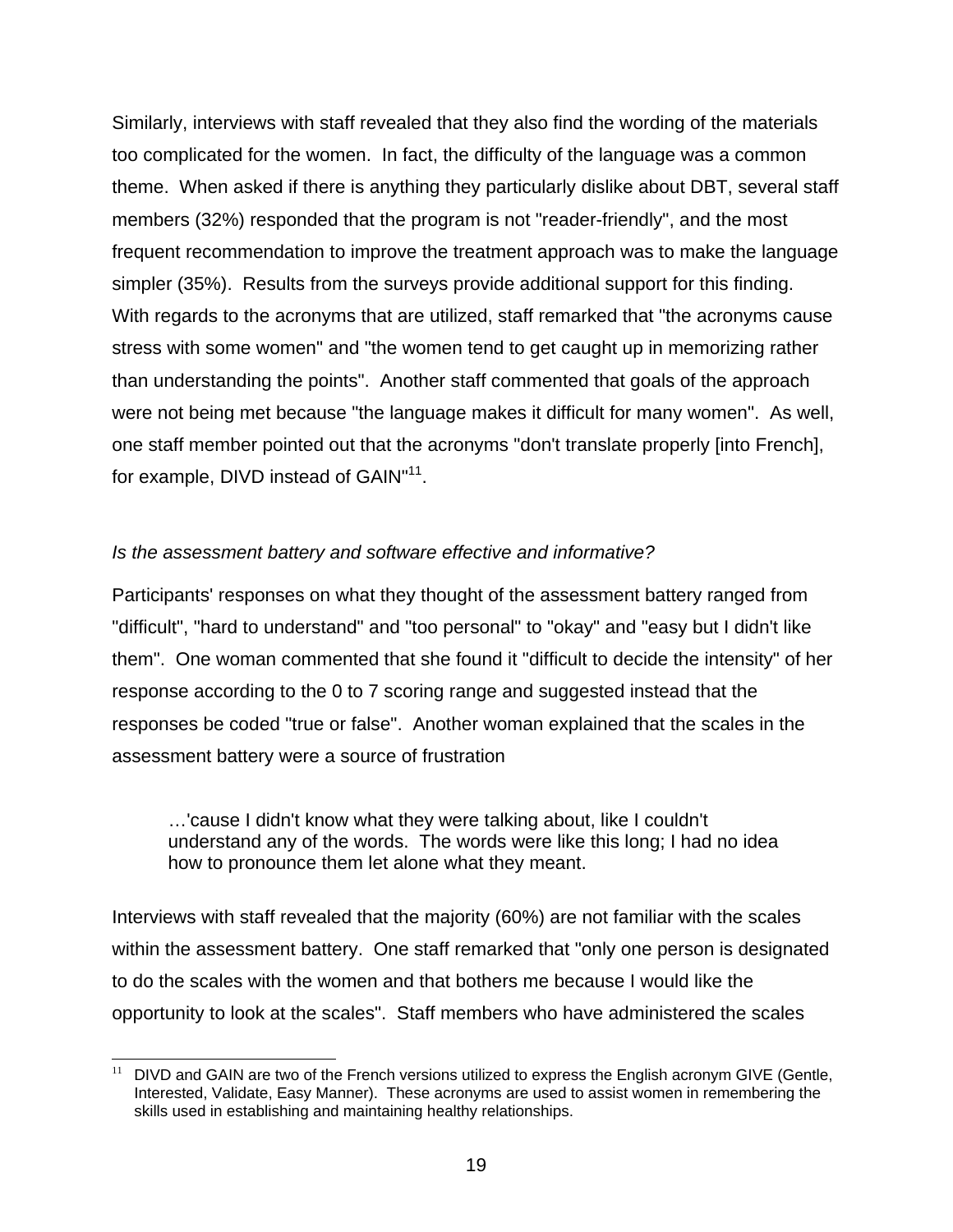Similarly, interviews with staff revealed that they also find the wording of the materials too complicated for the women. In fact, the difficulty of the language was a common theme. When asked if there is anything they particularly dislike about DBT, several staff members (32%) responded that the program is not "reader-friendly", and the most frequent recommendation to improve the treatment approach was to make the language simpler (35%). Results from the surveys provide additional support for this finding. With regards to the acronyms that are utilized, staff remarked that "the acronyms cause stress with some women" and "the women tend to get caught up in memorizing rather than understanding the points". Another staff commented that goals of the approach were not being met because "the language makes it difficult for many women". As well, one staff member pointed out that the acronyms "don't translate properly [into French], for example, DIVD instead of GAIN"[11].

*Is the assessment battery and software effective and informative?*

Participants' responses on what they thought of the assessment battery ranged from "difficult", "hard to understand" and "too personal" to "okay" and "easy but I didn't like them". One woman commented that she found it "difficult to decide the intensity" of her response according to the 0 to 7 scoring range and suggested instead that the responses be coded "true or false". Another woman explained that the scales in the assessment battery were a source of frustration

> …'cause I didn't know what they were talking about, like I couldn't understand any of the words. The words were like this long; I had no idea how to pronounce them let alone what they meant.

Interviews with staff revealed that the majority (60%) are not familiar with the scales within the assessment battery. One staff remarked that "only one person is designated to do the scales with the women and that bothers me because I would like the opportunity to look at the scales". Staff members who have administered the scales

---

[11] DIVD and GAIN are two of the French versions utilized to express the English acronym GIVE (Gentle, Interested, Validate, Easy Manner). These acronyms are used to assist women in remembering the skills used in establishing and maintaining healthy relationships.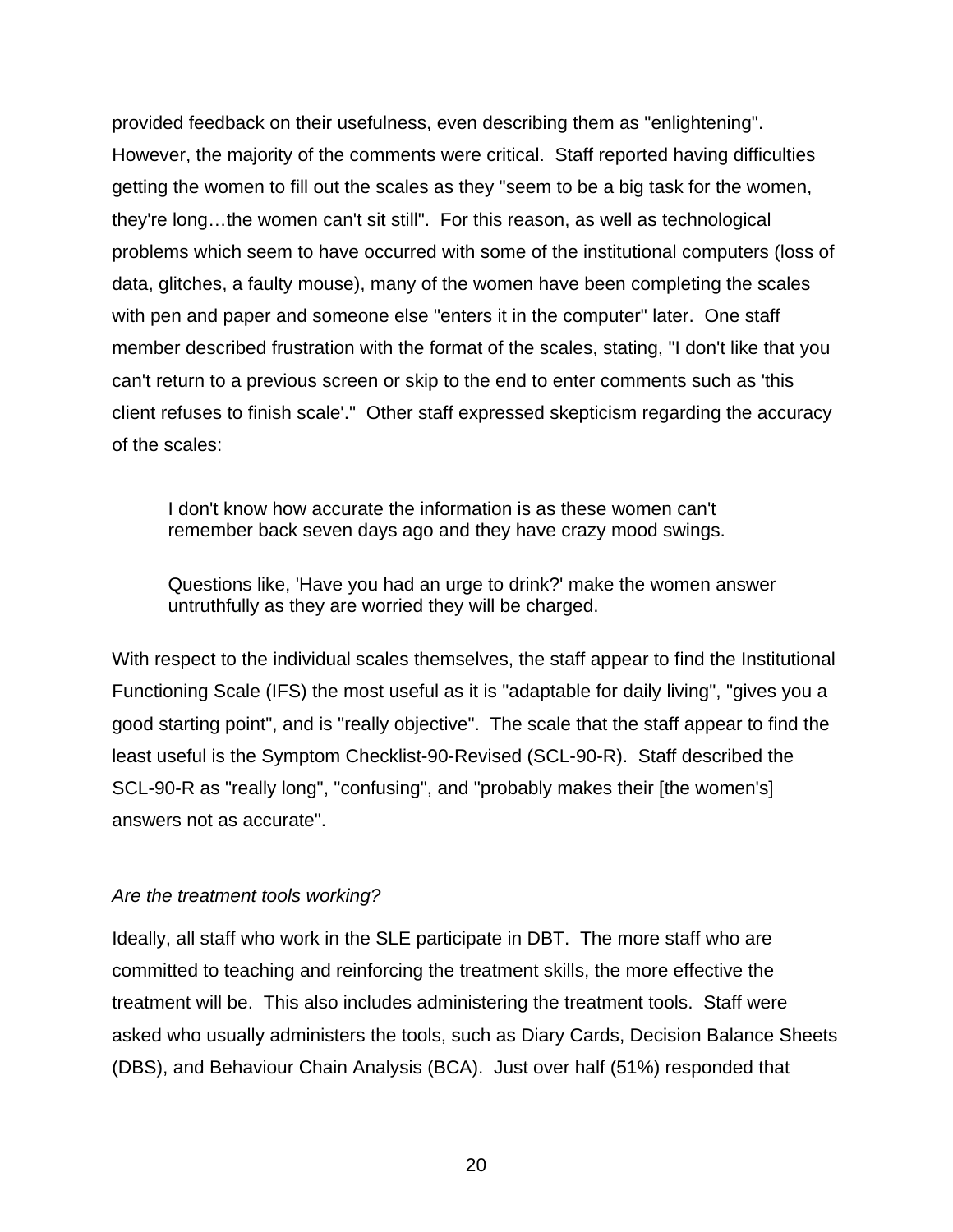provided feedback on their usefulness, even describing them as "enlightening". However, the majority of the comments were critical. Staff reported having difficulties getting the women to fill out the scales as they "seem to be a big task for the women, they're long…the women can't sit still". For this reason, as well as technological problems which seem to have occurred with some of the institutional computers (loss of data, glitches, a faulty mouse), many of the women have been completing the scales with pen and paper and someone else "enters it in the computer" later. One staff member described frustration with the format of the scales, stating, "I don't like that you can't return to a previous screen or skip to the end to enter comments such as 'this client refuses to finish scale'." Other staff expressed skepticism regarding the accuracy of the scales:

> I don't know how accurate the information is as these women can't remember back seven days ago and they have crazy mood swings.

> Questions like, 'Have you had an urge to drink?' make the women answer untruthfully as they are worried they will be charged.

With respect to the individual scales themselves, the staff appear to find the Institutional Functioning Scale (IFS) the most useful as it is "adaptable for daily living", "gives you a good starting point", and is "really objective". The scale that the staff appear to find the least useful is the Symptom Checklist-90-Revised (SCL-90-R). Staff described the SCL-90-R as "really long", "confusing", and "probably makes their [the women's] answers not as accurate".

*Are the treatment tools working?*

Ideally, all staff who work in the SLE participate in DBT. The more staff who are committed to teaching and reinforcing the treatment skills, the more effective the treatment will be. This also includes administering the treatment tools. Staff were asked who usually administers the tools, such as Diary Cards, Decision Balance Sheets (DBS), and Behaviour Chain Analysis (BCA). Just over half (51%) responded that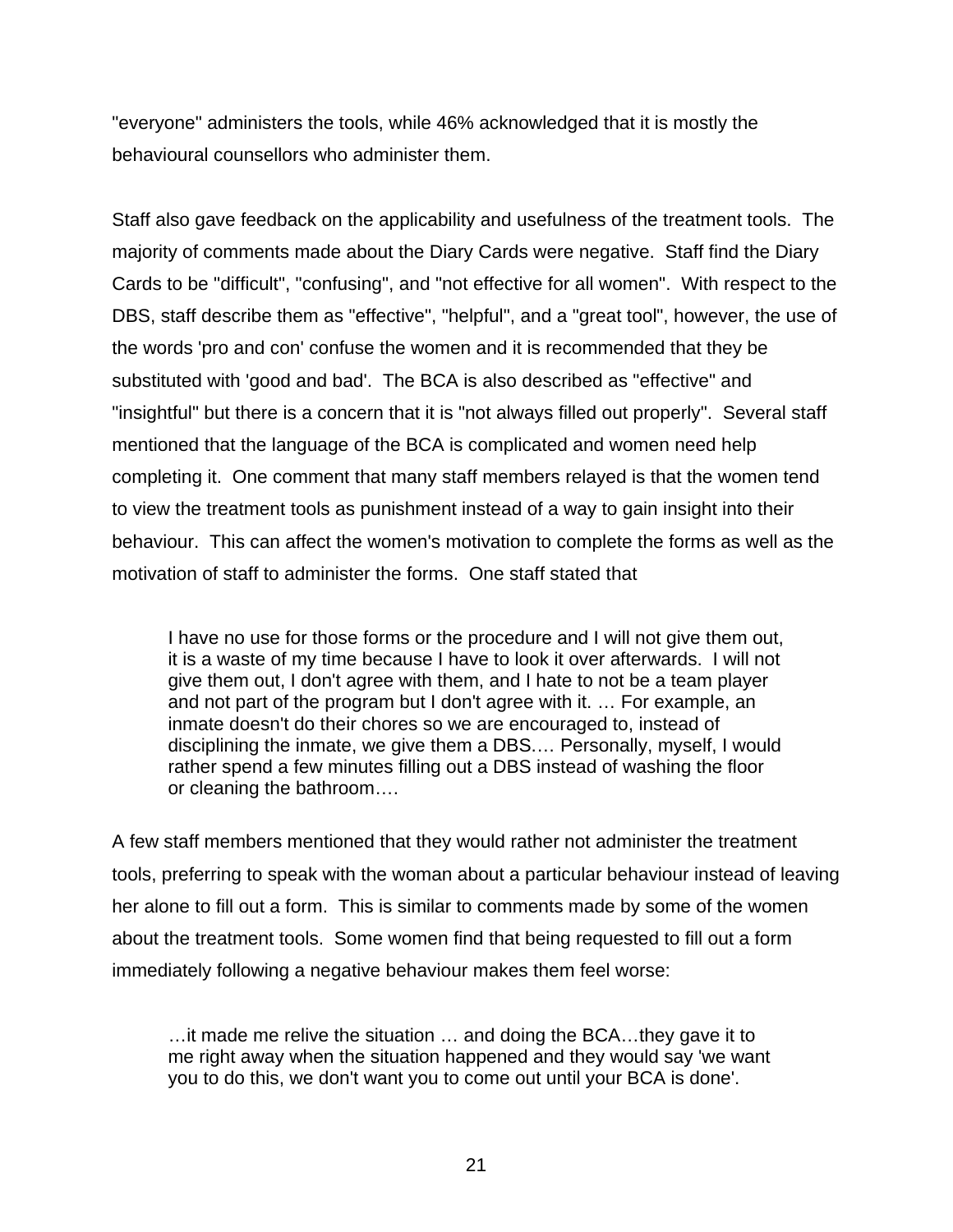"everyone" administers the tools, while 46% acknowledged that it is mostly the behavioural counsellors who administer them.

Staff also gave feedback on the applicability and usefulness of the treatment tools. The majority of comments made about the Diary Cards were negative. Staff find the Diary Cards to be "difficult", "confusing", and "not effective for all women". With respect to the DBS, staff describe them as "effective", "helpful", and a "great tool", however, the use of the words 'pro and con' confuse the women and it is recommended that they be substituted with 'good and bad'. The BCA is also described as "effective" and "insightful" but there is a concern that it is "not always filled out properly". Several staff mentioned that the language of the BCA is complicated and women need help completing it. One comment that many staff members relayed is that the women tend to view the treatment tools as punishment instead of a way to gain insight into their behaviour. This can affect the women's motivation to complete the forms as well as the motivation of staff to administer the forms. One staff stated that

> I have no use for those forms or the procedure and I will not give them out, it is a waste of my time because I have to look it over afterwards. I will not give them out, I don't agree with them, and I hate to not be a team player and not part of the program but I don't agree with it. … For example, an inmate doesn't do their chores so we are encouraged to, instead of disciplining the inmate, we give them a DBS.… Personally, myself, I would rather spend a few minutes filling out a DBS instead of washing the floor or cleaning the bathroom….

A few staff members mentioned that they would rather not administer the treatment tools, preferring to speak with the woman about a particular behaviour instead of leaving her alone to fill out a form. This is similar to comments made by some of the women about the treatment tools. Some women find that being requested to fill out a form immediately following a negative behaviour makes them feel worse:

> …it made me relive the situation … and doing the BCA…they gave it to me right away when the situation happened and they would say 'we want you to do this, we don't want you to come out until your BCA is done'.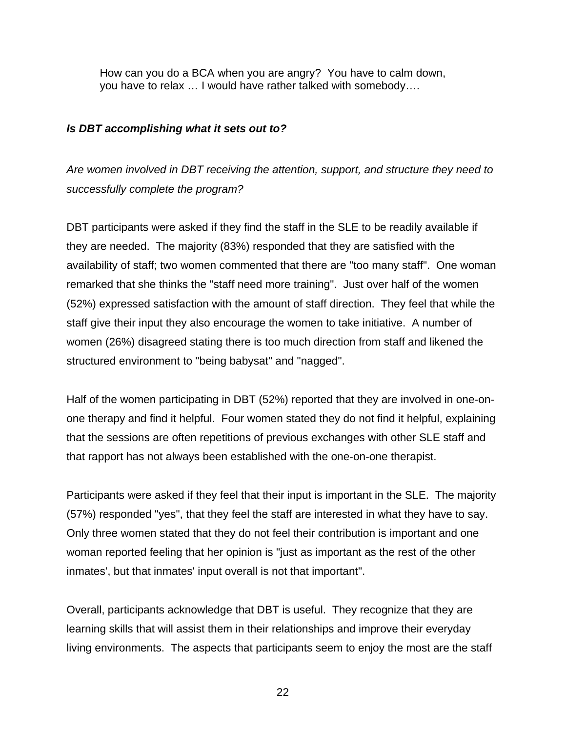> How can you do a BCA when you are angry? You have to calm down, you have to relax … I would have rather talked with somebody….

***Is DBT accomplishing what it sets out to?***

*Are women involved in DBT receiving the attention, support, and structure they need to successfully complete the program?*

DBT participants were asked if they find the staff in the SLE to be readily available if they are needed. The majority (83%) responded that they are satisfied with the availability of staff; two women commented that there are "too many staff". One woman remarked that she thinks the "staff need more training". Just over half of the women (52%) expressed satisfaction with the amount of staff direction. They feel that while the staff give their input they also encourage the women to take initiative. A number of women (26%) disagreed stating there is too much direction from staff and likened the structured environment to "being babysat" and "nagged".

Half of the women participating in DBT (52%) reported that they are involved in one-on-one therapy and find it helpful. Four women stated they do not find it helpful, explaining that the sessions are often repetitions of previous exchanges with other SLE staff and that rapport has not always been established with the one-on-one therapist.

Participants were asked if they feel that their input is important in the SLE. The majority (57%) responded "yes", that they feel the staff are interested in what they have to say. Only three women stated that they do not feel their contribution is important and one woman reported feeling that her opinion is "just as important as the rest of the other inmates', but that inmates' input overall is not that important".

Overall, participants acknowledge that DBT is useful. They recognize that they are learning skills that will assist them in their relationships and improve their everyday living environments. The aspects that participants seem to enjoy the most are the staff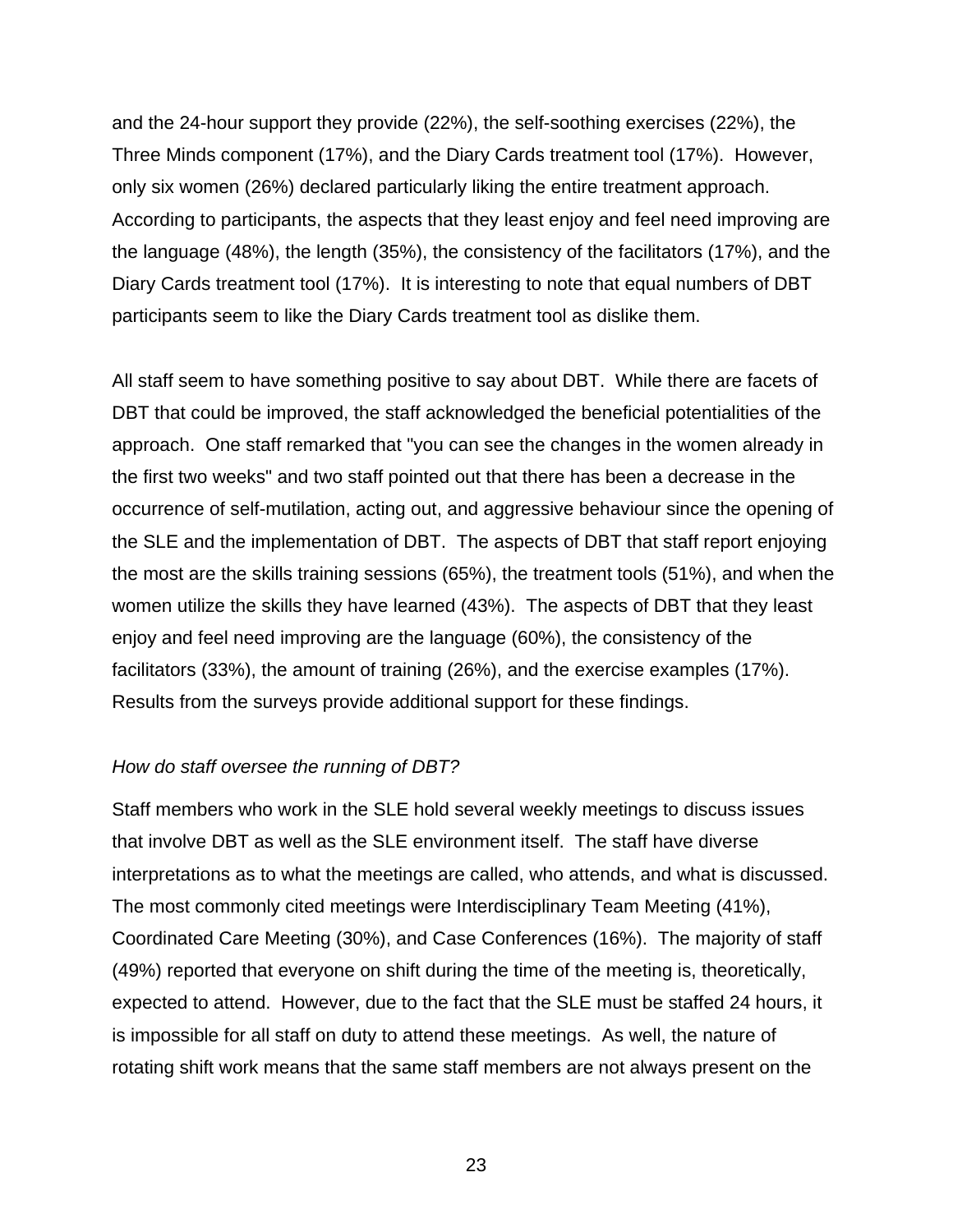and the 24-hour support they provide (22%), the self-soothing exercises (22%), the Three Minds component (17%), and the Diary Cards treatment tool (17%). However, only six women (26%) declared particularly liking the entire treatment approach. According to participants, the aspects that they least enjoy and feel need improving are the language (48%), the length (35%), the consistency of the facilitators (17%), and the Diary Cards treatment tool (17%). It is interesting to note that equal numbers of DBT participants seem to like the Diary Cards treatment tool as dislike them.

All staff seem to have something positive to say about DBT. While there are facets of DBT that could be improved, the staff acknowledged the beneficial potentialities of the approach. One staff remarked that "you can see the changes in the women already in the first two weeks" and two staff pointed out that there has been a decrease in the occurrence of self-mutilation, acting out, and aggressive behaviour since the opening of the SLE and the implementation of DBT. The aspects of DBT that staff report enjoying the most are the skills training sessions (65%), the treatment tools (51%), and when the women utilize the skills they have learned (43%). The aspects of DBT that they least enjoy and feel need improving are the language (60%), the consistency of the facilitators (33%), the amount of training (26%), and the exercise examples (17%). Results from the surveys provide additional support for these findings.

*How do staff oversee the running of DBT?*

Staff members who work in the SLE hold several weekly meetings to discuss issues that involve DBT as well as the SLE environment itself. The staff have diverse interpretations as to what the meetings are called, who attends, and what is discussed. The most commonly cited meetings were Interdisciplinary Team Meeting (41%), Coordinated Care Meeting (30%), and Case Conferences (16%). The majority of staff (49%) reported that everyone on shift during the time of the meeting is, theoretically, expected to attend. However, due to the fact that the SLE must be staffed 24 hours, it is impossible for all staff on duty to attend these meetings. As well, the nature of rotating shift work means that the same staff members are not always present on the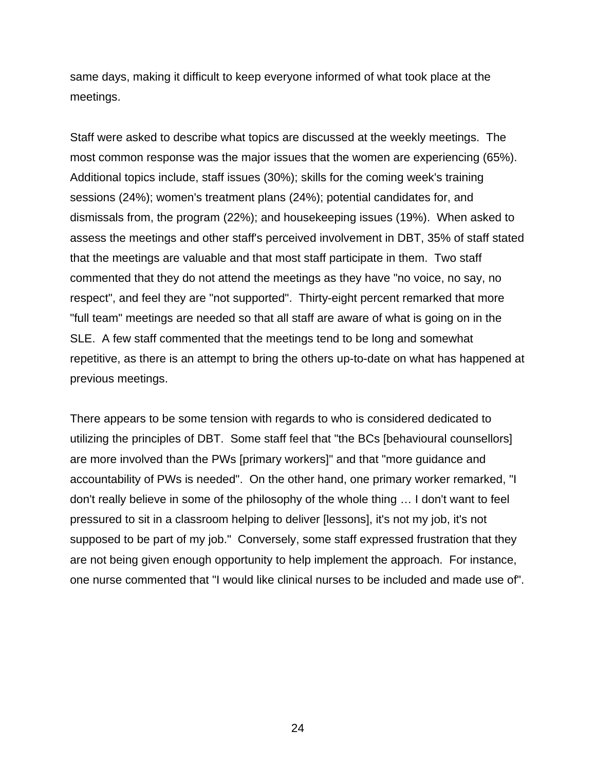same days, making it difficult to keep everyone informed of what took place at the meetings.

Staff were asked to describe what topics are discussed at the weekly meetings. The most common response was the major issues that the women are experiencing (65%). Additional topics include, staff issues (30%); skills for the coming week's training sessions (24%); women's treatment plans (24%); potential candidates for, and dismissals from, the program (22%); and housekeeping issues (19%). When asked to assess the meetings and other staff's perceived involvement in DBT, 35% of staff stated that the meetings are valuable and that most staff participate in them. Two staff commented that they do not attend the meetings as they have "no voice, no say, no respect", and feel they are "not supported". Thirty-eight percent remarked that more "full team" meetings are needed so that all staff are aware of what is going on in the SLE. A few staff commented that the meetings tend to be long and somewhat repetitive, as there is an attempt to bring the others up-to-date on what has happened at previous meetings.

There appears to be some tension with regards to who is considered dedicated to utilizing the principles of DBT. Some staff feel that "the BCs [behavioural counsellors] are more involved than the PWs [primary workers]" and that "more guidance and accountability of PWs is needed". On the other hand, one primary worker remarked, "I don't really believe in some of the philosophy of the whole thing … I don't want to feel pressured to sit in a classroom helping to deliver [lessons], it's not my job, it's not supposed to be part of my job." Conversely, some staff expressed frustration that they are not being given enough opportunity to help implement the approach. For instance, one nurse commented that "I would like clinical nurses to be included and made use of".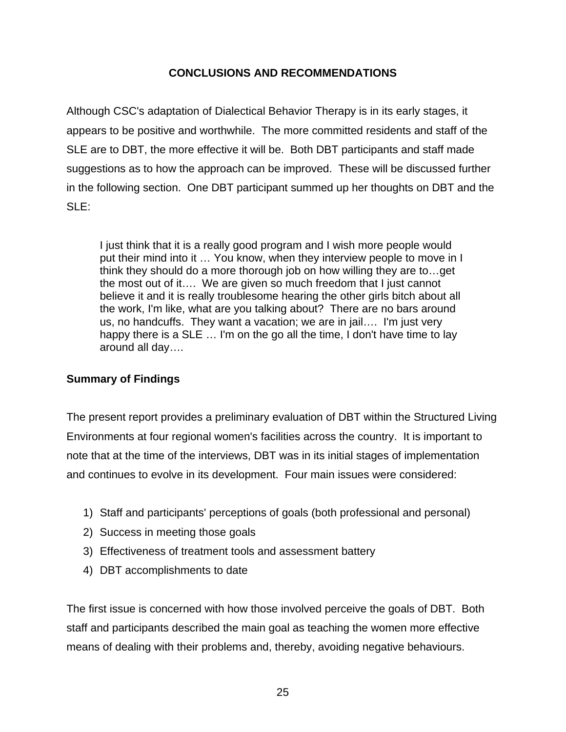## CONCLUSIONS AND RECOMMENDATIONS

Although CSC's adaptation of Dialectical Behavior Therapy is in its early stages, it appears to be positive and worthwhile. The more committed residents and staff of the SLE are to DBT, the more effective it will be. Both DBT participants and staff made suggestions as to how the approach can be improved. These will be discussed further in the following section. One DBT participant summed up her thoughts on DBT and the SLE:

> I just think that it is a really good program and I wish more people would put their mind into it … You know, when they interview people to move in I think they should do a more thorough job on how willing they are to…get the most out of it…. We are given so much freedom that I just cannot believe it and it is really troublesome hearing the other girls bitch about all the work, I'm like, what are you talking about? There are no bars around us, no handcuffs. They want a vacation; we are in jail…. I'm just very happy there is a SLE … I'm on the go all the time, I don't have time to lay around all day….

### Summary of Findings

The present report provides a preliminary evaluation of DBT within the Structured Living Environments at four regional women's facilities across the country. It is important to note that at the time of the interviews, DBT was in its initial stages of implementation and continues to evolve in its development. Four main issues were considered:

1) Staff and participants' perceptions of goals (both professional and personal)
2) Success in meeting those goals
3) Effectiveness of treatment tools and assessment battery
4) DBT accomplishments to date

The first issue is concerned with how those involved perceive the goals of DBT. Both staff and participants described the main goal as teaching the women more effective means of dealing with their problems and, thereby, avoiding negative behaviours.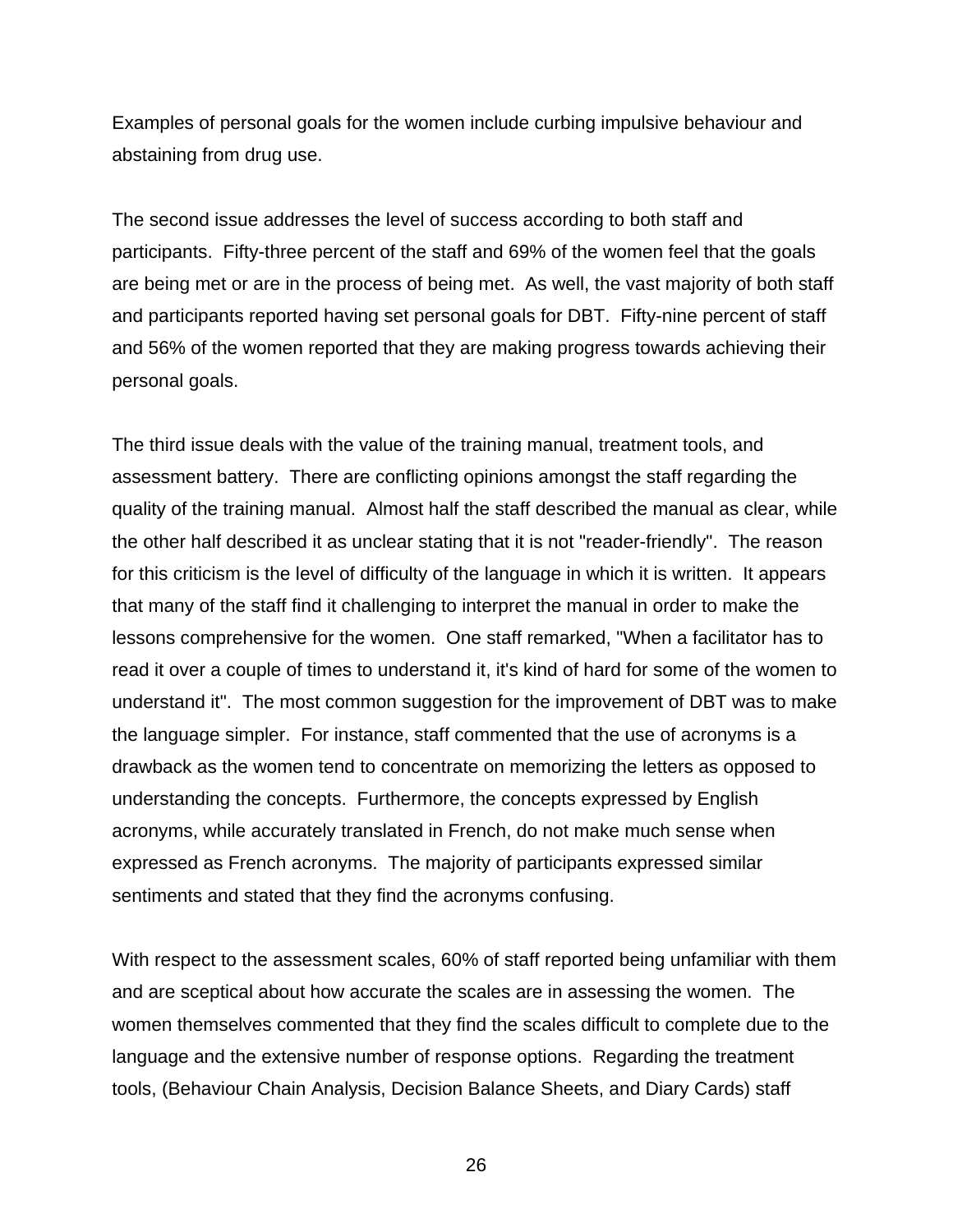Examples of personal goals for the women include curbing impulsive behaviour and abstaining from drug use.

The second issue addresses the level of success according to both staff and participants. Fifty-three percent of the staff and 69% of the women feel that the goals are being met or are in the process of being met. As well, the vast majority of both staff and participants reported having set personal goals for DBT. Fifty-nine percent of staff and 56% of the women reported that they are making progress towards achieving their personal goals.

The third issue deals with the value of the training manual, treatment tools, and assessment battery. There are conflicting opinions amongst the staff regarding the quality of the training manual. Almost half the staff described the manual as clear, while the other half described it as unclear stating that it is not "reader-friendly". The reason for this criticism is the level of difficulty of the language in which it is written. It appears that many of the staff find it challenging to interpret the manual in order to make the lessons comprehensive for the women. One staff remarked, "When a facilitator has to read it over a couple of times to understand it, it's kind of hard for some of the women to understand it". The most common suggestion for the improvement of DBT was to make the language simpler. For instance, staff commented that the use of acronyms is a drawback as the women tend to concentrate on memorizing the letters as opposed to understanding the concepts. Furthermore, the concepts expressed by English acronyms, while accurately translated in French, do not make much sense when expressed as French acronyms. The majority of participants expressed similar sentiments and stated that they find the acronyms confusing.

With respect to the assessment scales, 60% of staff reported being unfamiliar with them and are sceptical about how accurate the scales are in assessing the women. The women themselves commented that they find the scales difficult to complete due to the language and the extensive number of response options. Regarding the treatment tools, (Behaviour Chain Analysis, Decision Balance Sheets, and Diary Cards) staff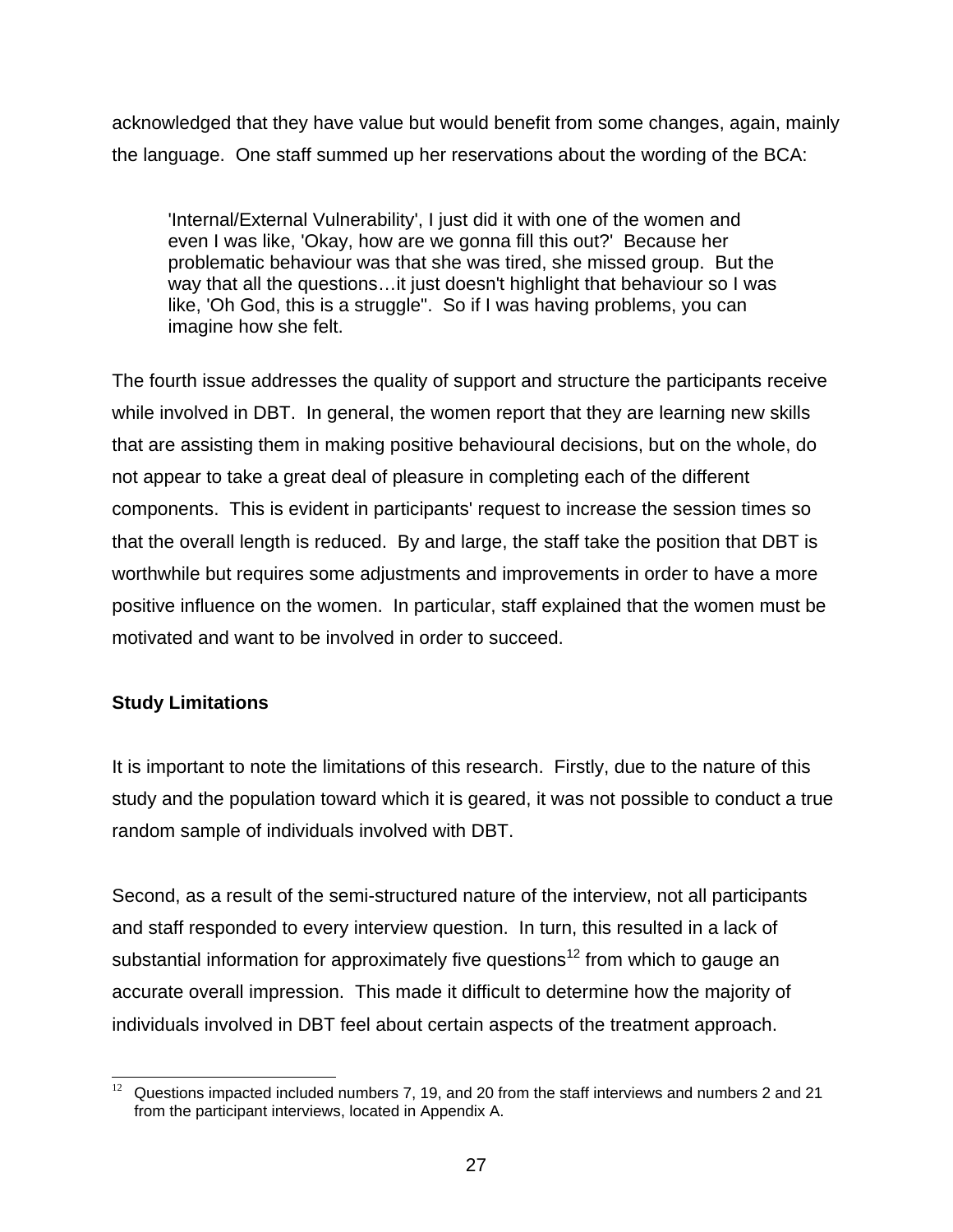acknowledged that they have value but would benefit from some changes, again, mainly the language. One staff summed up her reservations about the wording of the BCA:

> 'Internal/External Vulnerability', I just did it with one of the women and even I was like, 'Okay, how are we gonna fill this out?' Because her problematic behaviour was that she was tired, she missed group. But the way that all the questions…it just doesn't highlight that behaviour so I was like, 'Oh God, this is a struggle''. So if I was having problems, you can imagine how she felt.

The fourth issue addresses the quality of support and structure the participants receive while involved in DBT. In general, the women report that they are learning new skills that are assisting them in making positive behavioural decisions, but on the whole, do not appear to take a great deal of pleasure in completing each of the different components. This is evident in participants' request to increase the session times so that the overall length is reduced. By and large, the staff take the position that DBT is worthwhile but requires some adjustments and improvements in order to have a more positive influence on the women. In particular, staff explained that the women must be motivated and want to be involved in order to succeed.

**Study Limitations**

It is important to note the limitations of this research. Firstly, due to the nature of this study and the population toward which it is geared, it was not possible to conduct a true random sample of individuals involved with DBT.

Second, as a result of the semi-structured nature of the interview, not all participants and staff responded to every interview question. In turn, this resulted in a lack of substantial information for approximately five questions[12] from which to gauge an accurate overall impression. This made it difficult to determine how the majority of individuals involved in DBT feel about certain aspects of the treatment approach.

[12] Questions impacted included numbers 7, 19, and 20 from the staff interviews and numbers 2 and 21 from the participant interviews, located in Appendix A.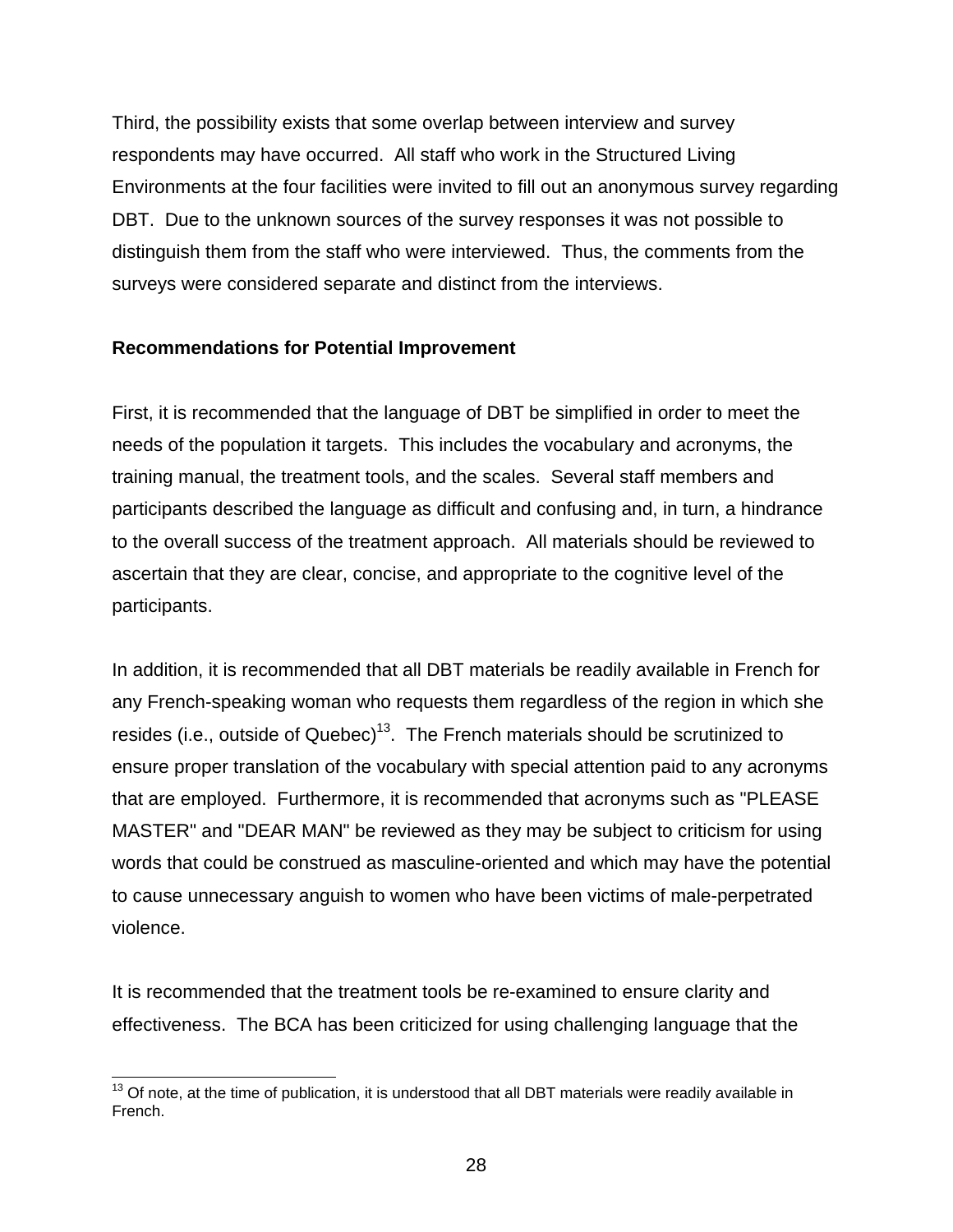Third, the possibility exists that some overlap between interview and survey respondents may have occurred. All staff who work in the Structured Living Environments at the four facilities were invited to fill out an anonymous survey regarding DBT. Due to the unknown sources of the survey responses it was not possible to distinguish them from the staff who were interviewed. Thus, the comments from the surveys were considered separate and distinct from the interviews.

**Recommendations for Potential Improvement**

First, it is recommended that the language of DBT be simplified in order to meet the needs of the population it targets. This includes the vocabulary and acronyms, the training manual, the treatment tools, and the scales. Several staff members and participants described the language as difficult and confusing and, in turn, a hindrance to the overall success of the treatment approach. All materials should be reviewed to ascertain that they are clear, concise, and appropriate to the cognitive level of the participants.

In addition, it is recommended that all DBT materials be readily available in French for any French-speaking woman who requests them regardless of the region in which she resides (i.e., outside of Quebec)[13]. The French materials should be scrutinized to ensure proper translation of the vocabulary with special attention paid to any acronyms that are employed. Furthermore, it is recommended that acronyms such as "PLEASE MASTER" and "DEAR MAN" be reviewed as they may be subject to criticism for using words that could be construed as masculine-oriented and which may have the potential to cause unnecessary anguish to women who have been victims of male-perpetrated violence.

It is recommended that the treatment tools be re-examined to ensure clarity and effectiveness. The BCA has been criticized for using challenging language that the

[13] Of note, at the time of publication, it is understood that all DBT materials were readily available in French.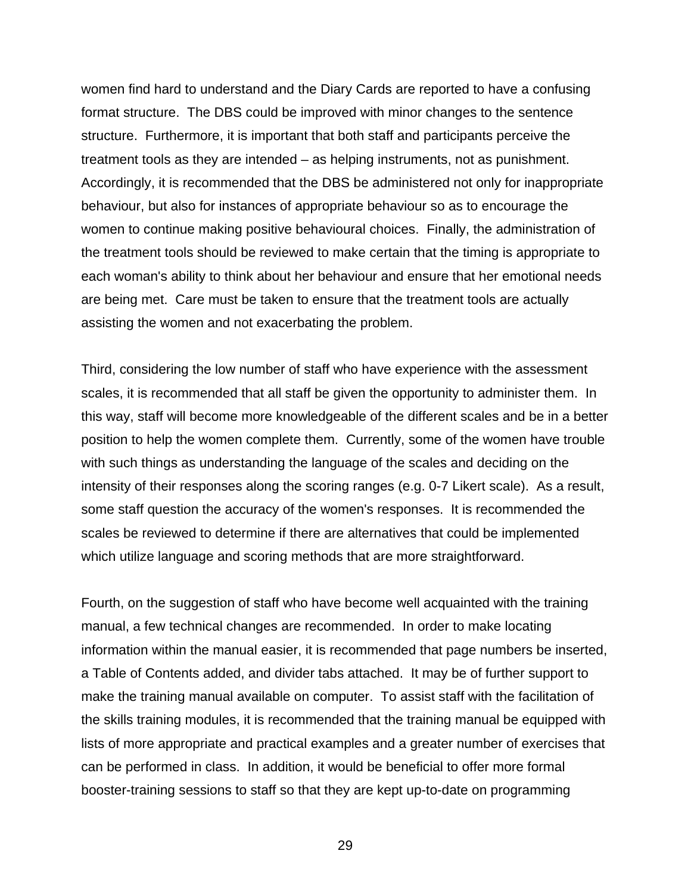women find hard to understand and the Diary Cards are reported to have a confusing format structure. The DBS could be improved with minor changes to the sentence structure. Furthermore, it is important that both staff and participants perceive the treatment tools as they are intended – as helping instruments, not as punishment. Accordingly, it is recommended that the DBS be administered not only for inappropriate behaviour, but also for instances of appropriate behaviour so as to encourage the women to continue making positive behavioural choices. Finally, the administration of the treatment tools should be reviewed to make certain that the timing is appropriate to each woman's ability to think about her behaviour and ensure that her emotional needs are being met. Care must be taken to ensure that the treatment tools are actually assisting the women and not exacerbating the problem.

Third, considering the low number of staff who have experience with the assessment scales, it is recommended that all staff be given the opportunity to administer them. In this way, staff will become more knowledgeable of the different scales and be in a better position to help the women complete them. Currently, some of the women have trouble with such things as understanding the language of the scales and deciding on the intensity of their responses along the scoring ranges (e.g. 0-7 Likert scale). As a result, some staff question the accuracy of the women's responses. It is recommended the scales be reviewed to determine if there are alternatives that could be implemented which utilize language and scoring methods that are more straightforward.

Fourth, on the suggestion of staff who have become well acquainted with the training manual, a few technical changes are recommended. In order to make locating information within the manual easier, it is recommended that page numbers be inserted, a Table of Contents added, and divider tabs attached. It may be of further support to make the training manual available on computer. To assist staff with the facilitation of the skills training modules, it is recommended that the training manual be equipped with lists of more appropriate and practical examples and a greater number of exercises that can be performed in class. In addition, it would be beneficial to offer more formal booster-training sessions to staff so that they are kept up-to-date on programming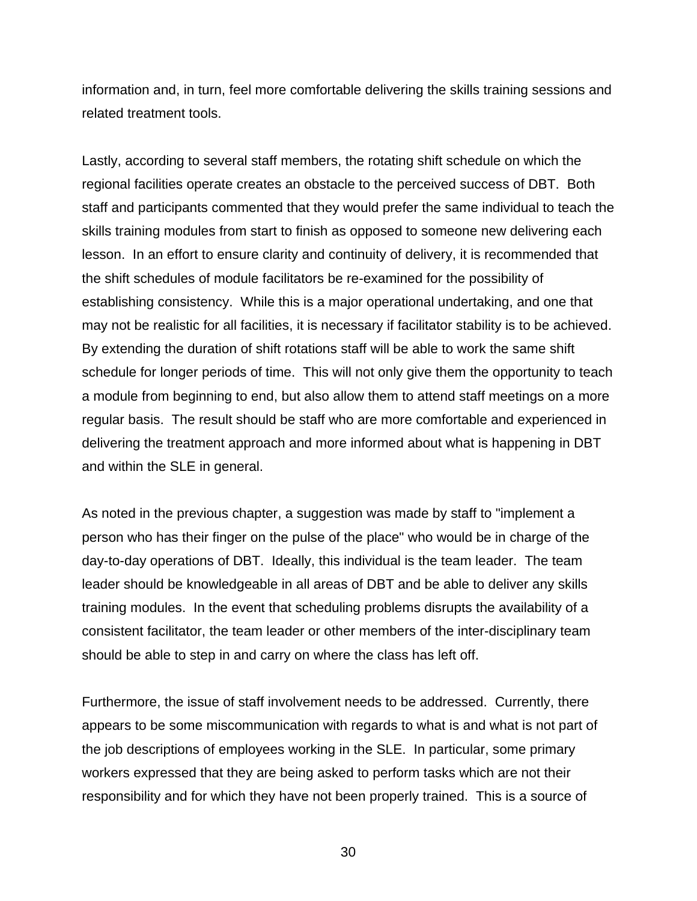information and, in turn, feel more comfortable delivering the skills training sessions and related treatment tools.

Lastly, according to several staff members, the rotating shift schedule on which the regional facilities operate creates an obstacle to the perceived success of DBT. Both staff and participants commented that they would prefer the same individual to teach the skills training modules from start to finish as opposed to someone new delivering each lesson. In an effort to ensure clarity and continuity of delivery, it is recommended that the shift schedules of module facilitators be re-examined for the possibility of establishing consistency. While this is a major operational undertaking, and one that may not be realistic for all facilities, it is necessary if facilitator stability is to be achieved. By extending the duration of shift rotations staff will be able to work the same shift schedule for longer periods of time. This will not only give them the opportunity to teach a module from beginning to end, but also allow them to attend staff meetings on a more regular basis. The result should be staff who are more comfortable and experienced in delivering the treatment approach and more informed about what is happening in DBT and within the SLE in general.

As noted in the previous chapter, a suggestion was made by staff to "implement a person who has their finger on the pulse of the place" who would be in charge of the day-to-day operations of DBT. Ideally, this individual is the team leader. The team leader should be knowledgeable in all areas of DBT and be able to deliver any skills training modules. In the event that scheduling problems disrupts the availability of a consistent facilitator, the team leader or other members of the inter-disciplinary team should be able to step in and carry on where the class has left off.

Furthermore, the issue of staff involvement needs to be addressed. Currently, there appears to be some miscommunication with regards to what is and what is not part of the job descriptions of employees working in the SLE. In particular, some primary workers expressed that they are being asked to perform tasks which are not their responsibility and for which they have not been properly trained. This is a source of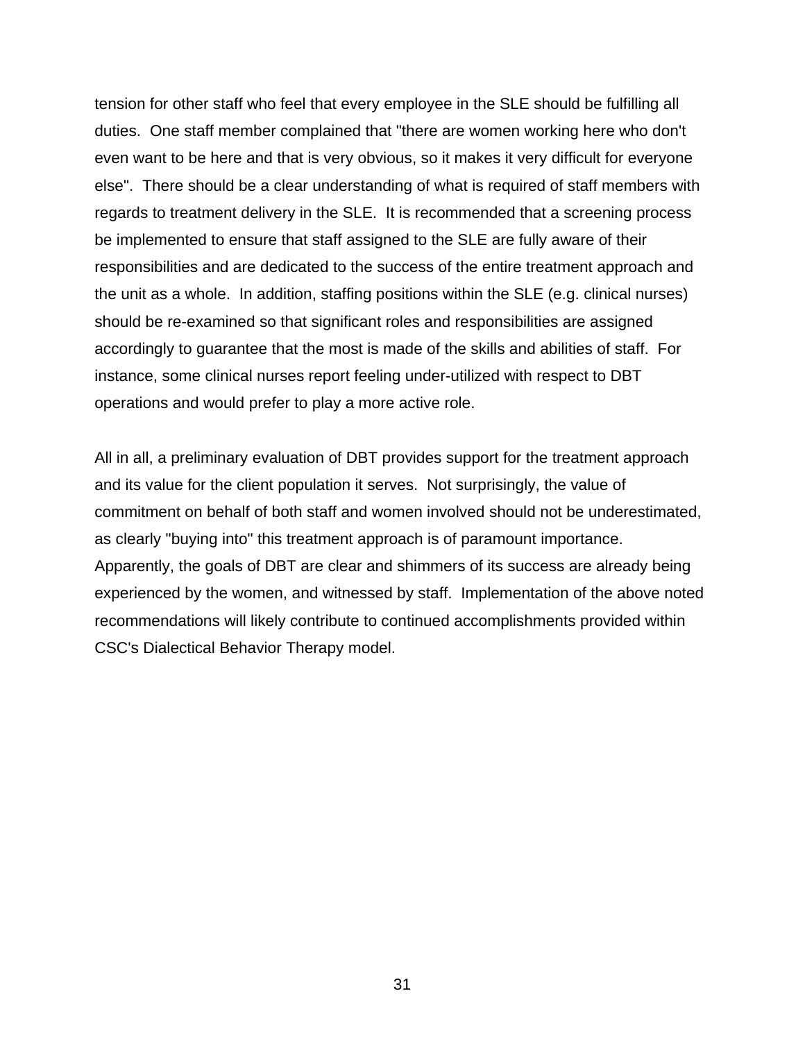tension for other staff who feel that every employee in the SLE should be fulfilling all duties. One staff member complained that "there are women working here who don't even want to be here and that is very obvious, so it makes it very difficult for everyone else". There should be a clear understanding of what is required of staff members with regards to treatment delivery in the SLE. It is recommended that a screening process be implemented to ensure that staff assigned to the SLE are fully aware of their responsibilities and are dedicated to the success of the entire treatment approach and the unit as a whole. In addition, staffing positions within the SLE (e.g. clinical nurses) should be re-examined so that significant roles and responsibilities are assigned accordingly to guarantee that the most is made of the skills and abilities of staff. For instance, some clinical nurses report feeling under-utilized with respect to DBT operations and would prefer to play a more active role.

All in all, a preliminary evaluation of DBT provides support for the treatment approach and its value for the client population it serves. Not surprisingly, the value of commitment on behalf of both staff and women involved should not be underestimated, as clearly "buying into" this treatment approach is of paramount importance. Apparently, the goals of DBT are clear and shimmers of its success are already being experienced by the women, and witnessed by staff. Implementation of the above noted recommendations will likely contribute to continued accomplishments provided within CSC's Dialectical Behavior Therapy model.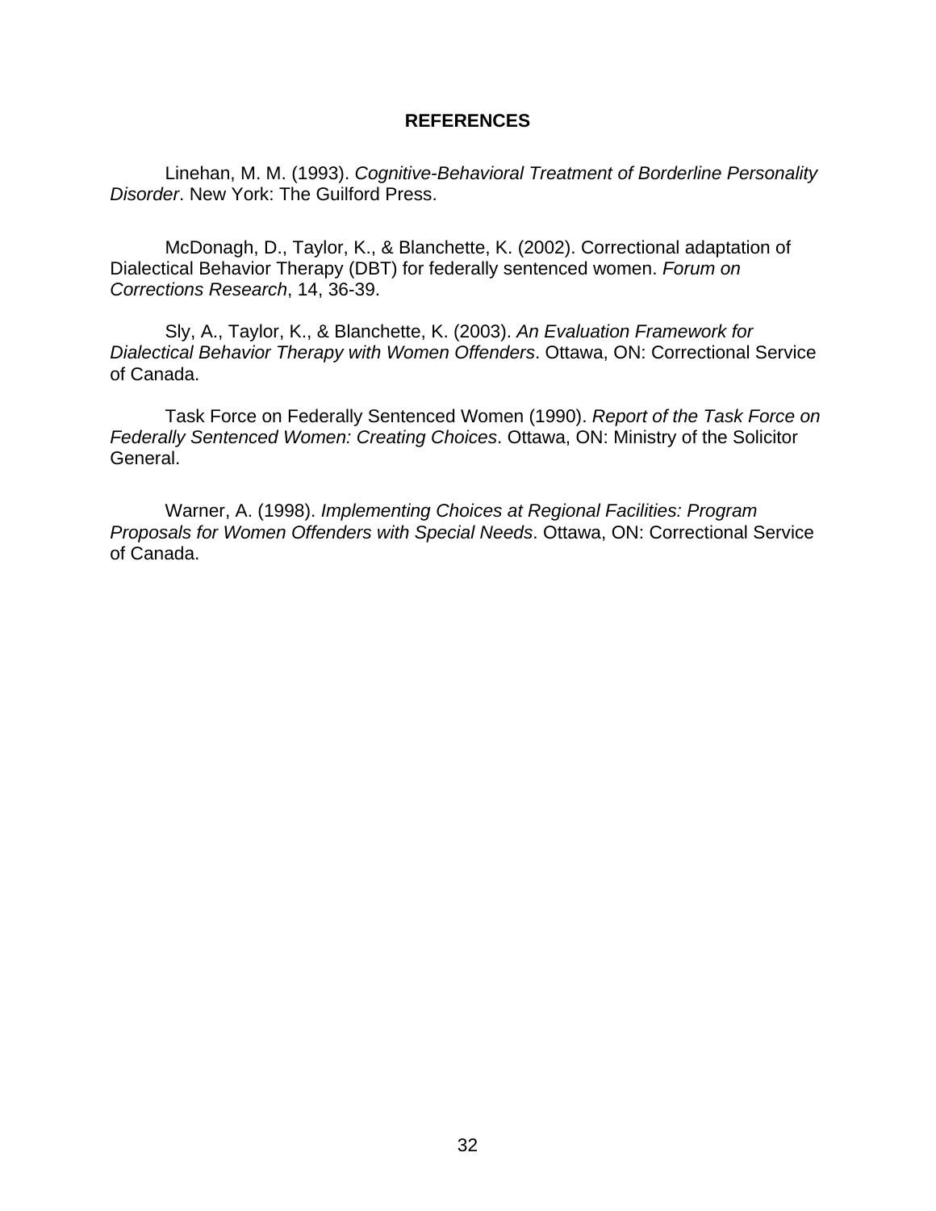## REFERENCES

Linehan, M. M. (1993). *Cognitive-Behavioral Treatment of Borderline Personality Disorder*. New York: The Guilford Press.

McDonagh, D., Taylor, K., & Blanchette, K. (2002). Correctional adaptation of Dialectical Behavior Therapy (DBT) for federally sentenced women. *Forum on Corrections Research*, 14, 36-39.

Sly, A., Taylor, K., & Blanchette, K. (2003). *An Evaluation Framework for Dialectical Behavior Therapy with Women Offenders*. Ottawa, ON: Correctional Service of Canada.

Task Force on Federally Sentenced Women (1990). *Report of the Task Force on Federally Sentenced Women: Creating Choices*. Ottawa, ON: Ministry of the Solicitor General.

Warner, A. (1998). *Implementing Choices at Regional Facilities: Program Proposals for Women Offenders with Special Needs*. Ottawa, ON: Correctional Service of Canada.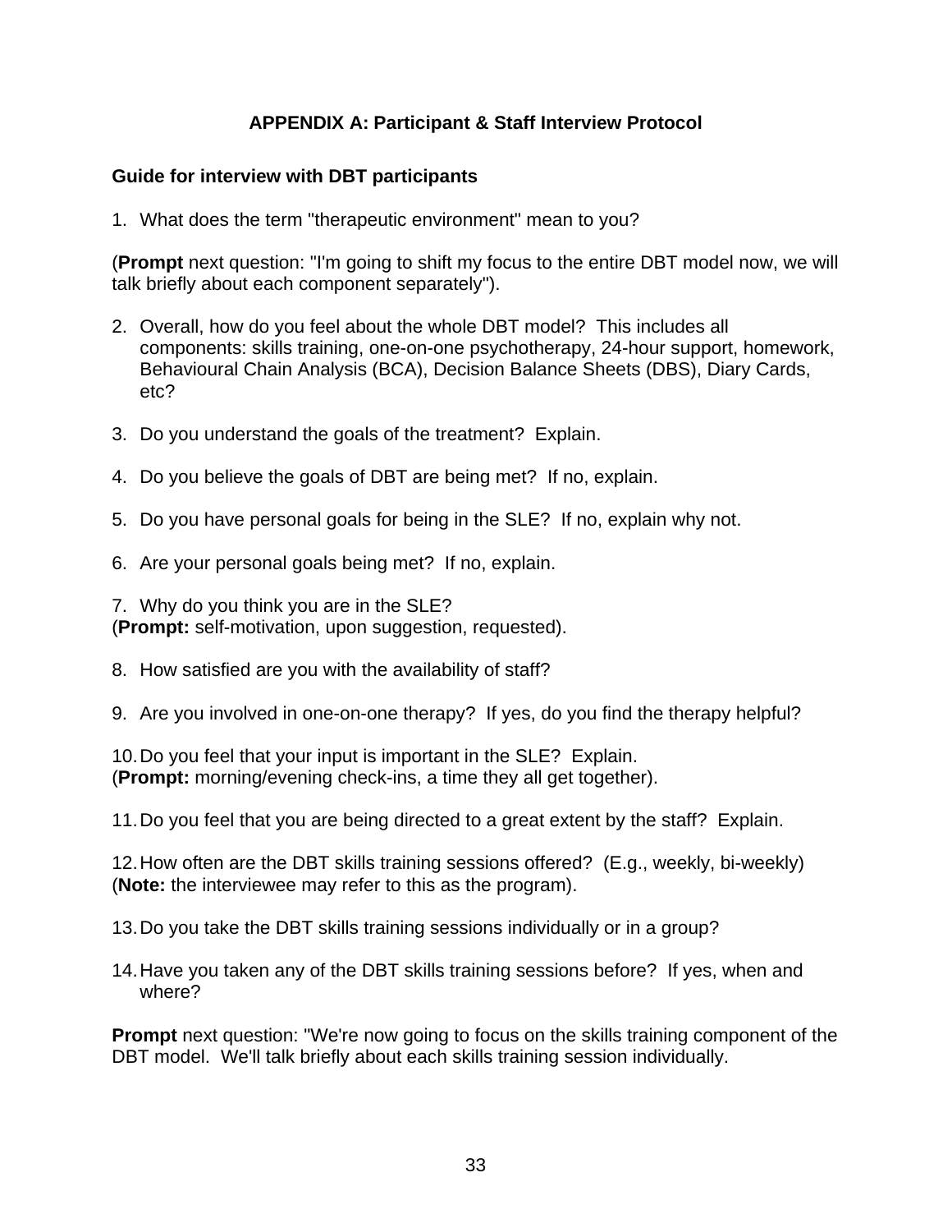## APPENDIX A: Participant & Staff Interview Protocol

### Guide for interview with DBT participants

1. What does the term "therapeutic environment" mean to you?

(**Prompt** next question: "I'm going to shift my focus to the entire DBT model now, we will talk briefly about each component separately").

2. Overall, how do you feel about the whole DBT model? This includes all components: skills training, one-on-one psychotherapy, 24-hour support, homework, Behavioural Chain Analysis (BCA), Decision Balance Sheets (DBS), Diary Cards, etc?

3. Do you understand the goals of the treatment? Explain.

4. Do you believe the goals of DBT are being met? If no, explain.

5. Do you have personal goals for being in the SLE? If no, explain why not.

6. Are your personal goals being met? If no, explain.

7. Why do you think you are in the SLE?
(**Prompt:** self-motivation, upon suggestion, requested).

8. How satisfied are you with the availability of staff?

9. Are you involved in one-on-one therapy? If yes, do you find the therapy helpful?

10. Do you feel that your input is important in the SLE? Explain.
(**Prompt:** morning/evening check-ins, a time they all get together).

11. Do you feel that you are being directed to a great extent by the staff? Explain.

12. How often are the DBT skills training sessions offered? (E.g., weekly, bi-weekly)
(**Note:** the interviewee may refer to this as the program).

13. Do you take the DBT skills training sessions individually or in a group?

14. Have you taken any of the DBT skills training sessions before? If yes, when and where?

**Prompt** next question: "We're now going to focus on the skills training component of the DBT model. We'll talk briefly about each skills training session individually.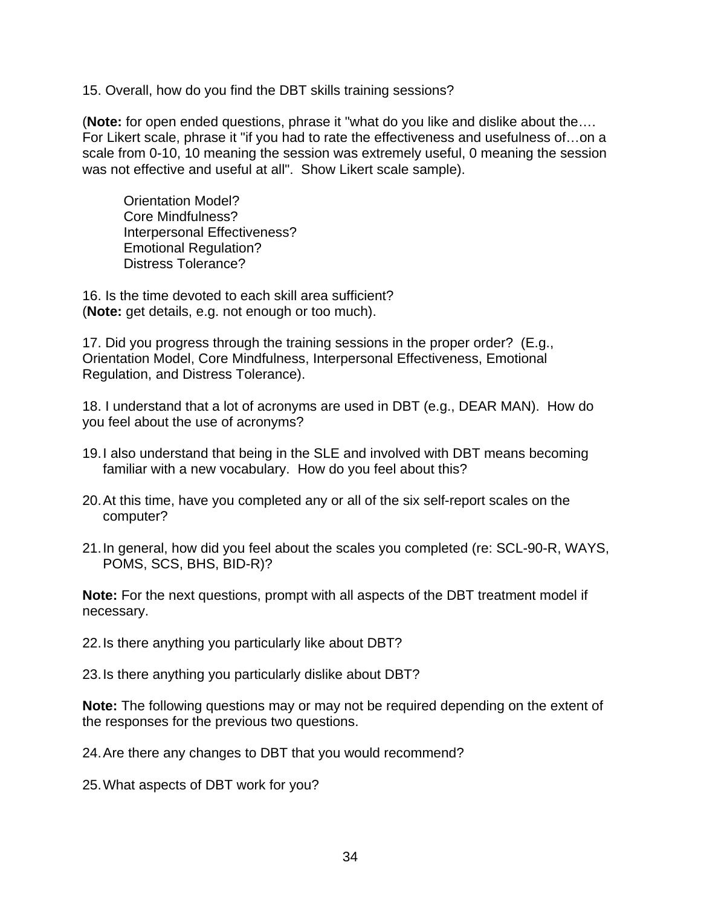15. Overall, how do you find the DBT skills training sessions?

(**Note:** for open ended questions, phrase it "what do you like and dislike about the…. For Likert scale, phrase it "if you had to rate the effectiveness and usefulness of…on a scale from 0-10, 10 meaning the session was extremely useful, 0 meaning the session was not effective and useful at all". Show Likert scale sample).

Orientation Model?
Core Mindfulness?
Interpersonal Effectiveness?
Emotional Regulation?
Distress Tolerance?

16. Is the time devoted to each skill area sufficient?
(**Note:** get details, e.g. not enough or too much).

17. Did you progress through the training sessions in the proper order? (E.g., Orientation Model, Core Mindfulness, Interpersonal Effectiveness, Emotional Regulation, and Distress Tolerance).

18. I understand that a lot of acronyms are used in DBT (e.g., DEAR MAN). How do you feel about the use of acronyms?

19. I also understand that being in the SLE and involved with DBT means becoming familiar with a new vocabulary. How do you feel about this?

20. At this time, have you completed any or all of the six self-report scales on the computer?

21. In general, how did you feel about the scales you completed (re: SCL-90-R, WAYS, POMS, SCS, BHS, BID-R)?

**Note:** For the next questions, prompt with all aspects of the DBT treatment model if necessary.

22. Is there anything you particularly like about DBT?

23. Is there anything you particularly dislike about DBT?

**Note:** The following questions may or may not be required depending on the extent of the responses for the previous two questions.

24. Are there any changes to DBT that you would recommend?

25. What aspects of DBT work for you?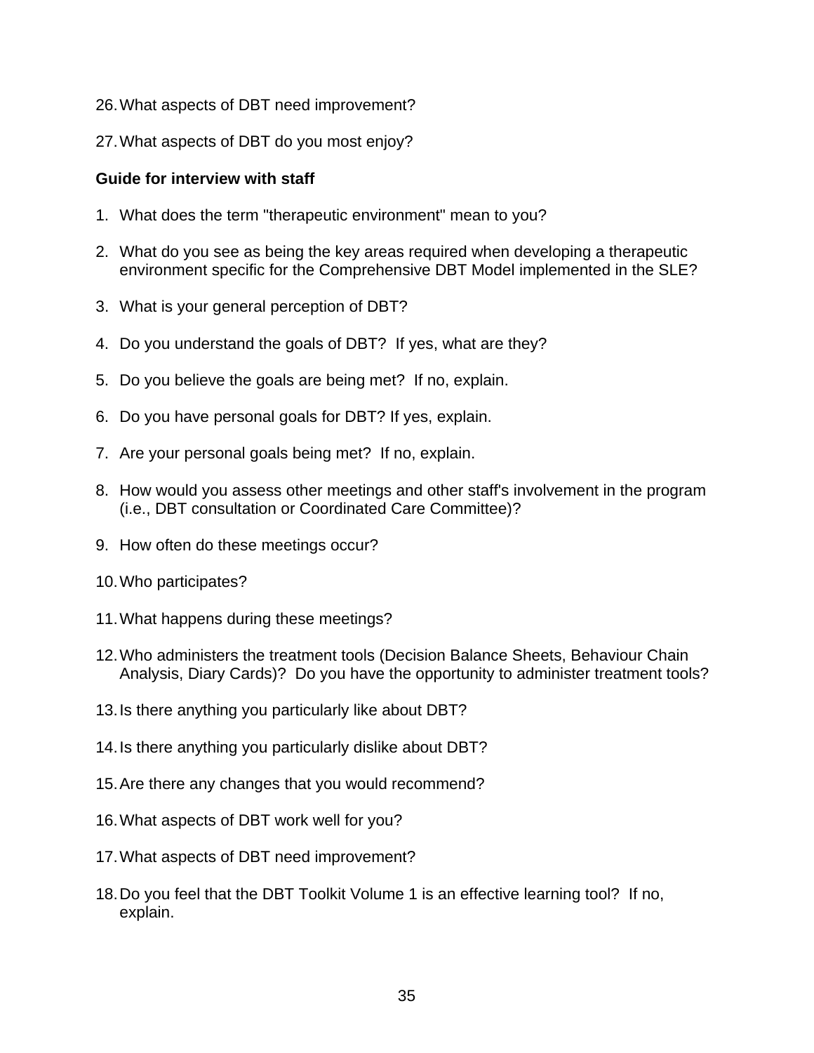26. What aspects of DBT need improvement?

27. What aspects of DBT do you most enjoy?

**Guide for interview with staff**

1. What does the term "therapeutic environment" mean to you?

2. What do you see as being the key areas required when developing a therapeutic environment specific for the Comprehensive DBT Model implemented in the SLE?

3. What is your general perception of DBT?

4. Do you understand the goals of DBT? If yes, what are they?

5. Do you believe the goals are being met? If no, explain.

6. Do you have personal goals for DBT? If yes, explain.

7. Are your personal goals being met? If no, explain.

8. How would you assess other meetings and other staff's involvement in the program (i.e., DBT consultation or Coordinated Care Committee)?

9. How often do these meetings occur?

10. Who participates?

11. What happens during these meetings?

12. Who administers the treatment tools (Decision Balance Sheets, Behaviour Chain Analysis, Diary Cards)? Do you have the opportunity to administer treatment tools?

13. Is there anything you particularly like about DBT?

14. Is there anything you particularly dislike about DBT?

15. Are there any changes that you would recommend?

16. What aspects of DBT work well for you?

17. What aspects of DBT need improvement?

18. Do you feel that the DBT Toolkit Volume 1 is an effective learning tool? If no, explain.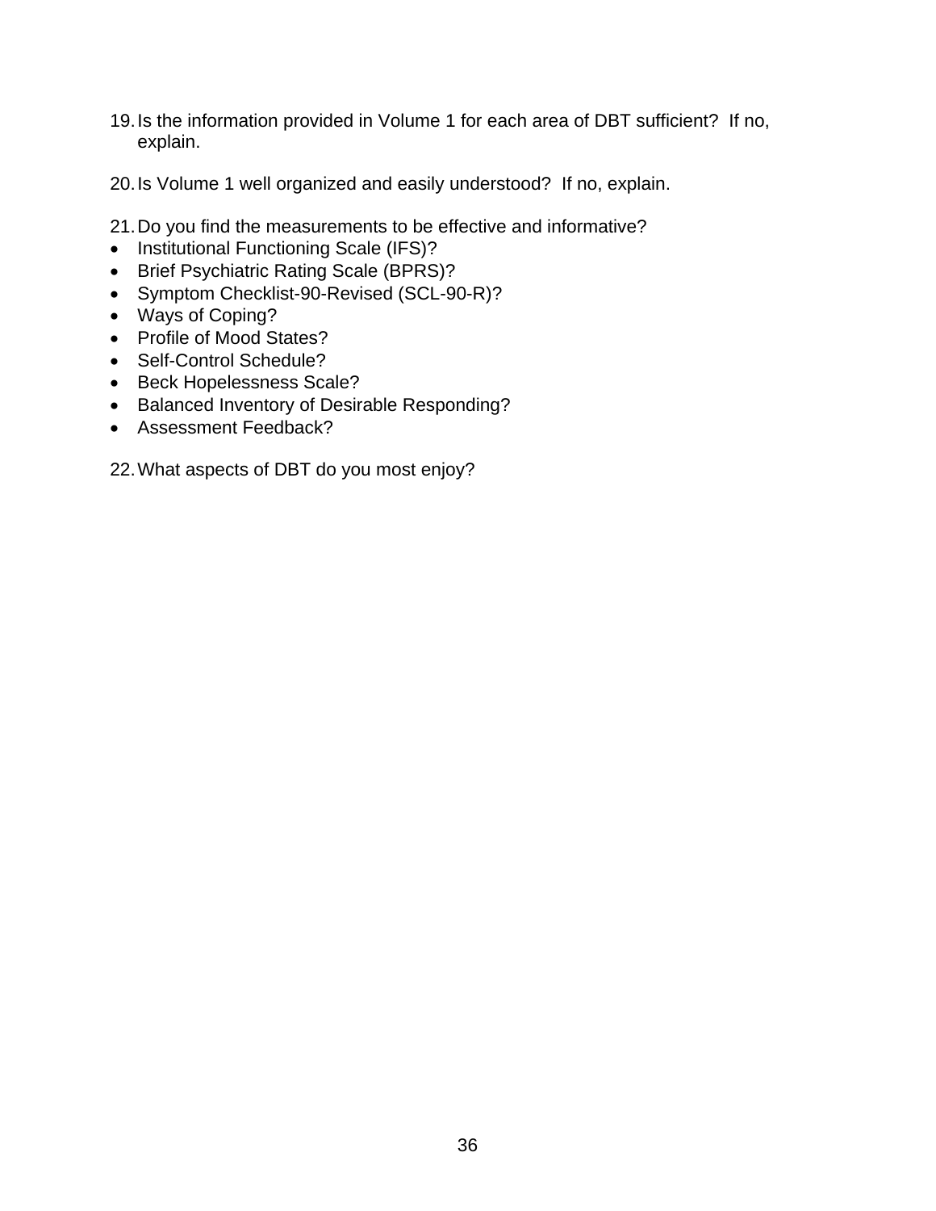19. Is the information provided in Volume 1 for each area of DBT sufficient? If no, explain.

20. Is Volume 1 well organized and easily understood? If no, explain.

21. Do you find the measurements to be effective and informative?

- Institutional Functioning Scale (IFS)?
- Brief Psychiatric Rating Scale (BPRS)?
- Symptom Checklist-90-Revised (SCL-90-R)?
- Ways of Coping?
- Profile of Mood States?
- Self-Control Schedule?
- Beck Hopelessness Scale?
- Balanced Inventory of Desirable Responding?
- Assessment Feedback?

22. What aspects of DBT do you most enjoy?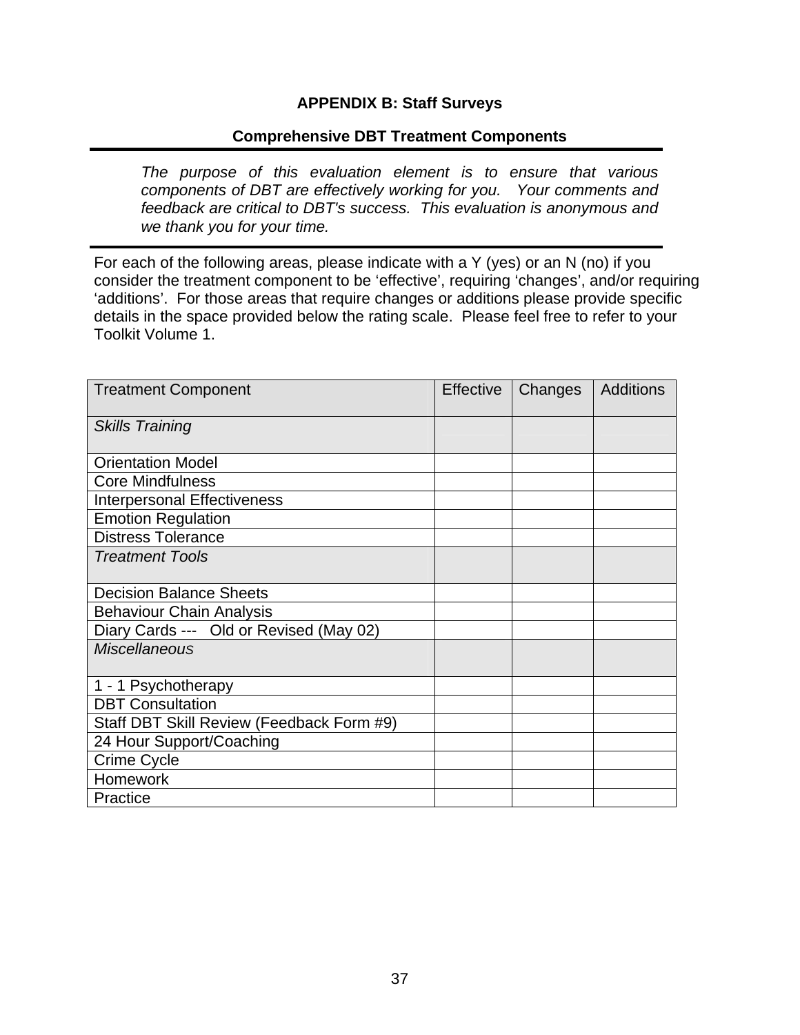## APPENDIX B: Staff Surveys

### Comprehensive DBT Treatment Components

---

*The purpose of this evaluation element is to ensure that various components of DBT are effectively working for you. Your comments and feedback are critical to DBT's success. This evaluation is anonymous and we thank you for your time.*

---

For each of the following areas, please indicate with a Y (yes) or an N (no) if you consider the treatment component to be 'effective', requiring 'changes', and/or requiring 'additions'. For those areas that require changes or additions please provide specific details in the space provided below the rating scale. Please feel free to refer to your Toolkit Volume 1.

| Treatment Component | Effective | Changes | Additions |
|---|---|---|---|
| *Skills Training* | | | |
| Orientation Model | | | |
| Core Mindfulness | | | |
| Interpersonal Effectiveness | | | |
| Emotion Regulation | | | |
| Distress Tolerance | | | |
| *Treatment Tools* | | | |
| Decision Balance Sheets | | | |
| Behaviour Chain Analysis | | | |
| Diary Cards --- Old or Revised (May 02) | | | |
| *Miscellaneous* | | | |
| 1 - 1 Psychotherapy | | | |
| DBT Consultation | | | |
| Staff DBT Skill Review (Feedback Form #9) | | | |
| 24 Hour Support/Coaching | | | |
| Crime Cycle | | | |
| Homework | | | |
| Practice | | | |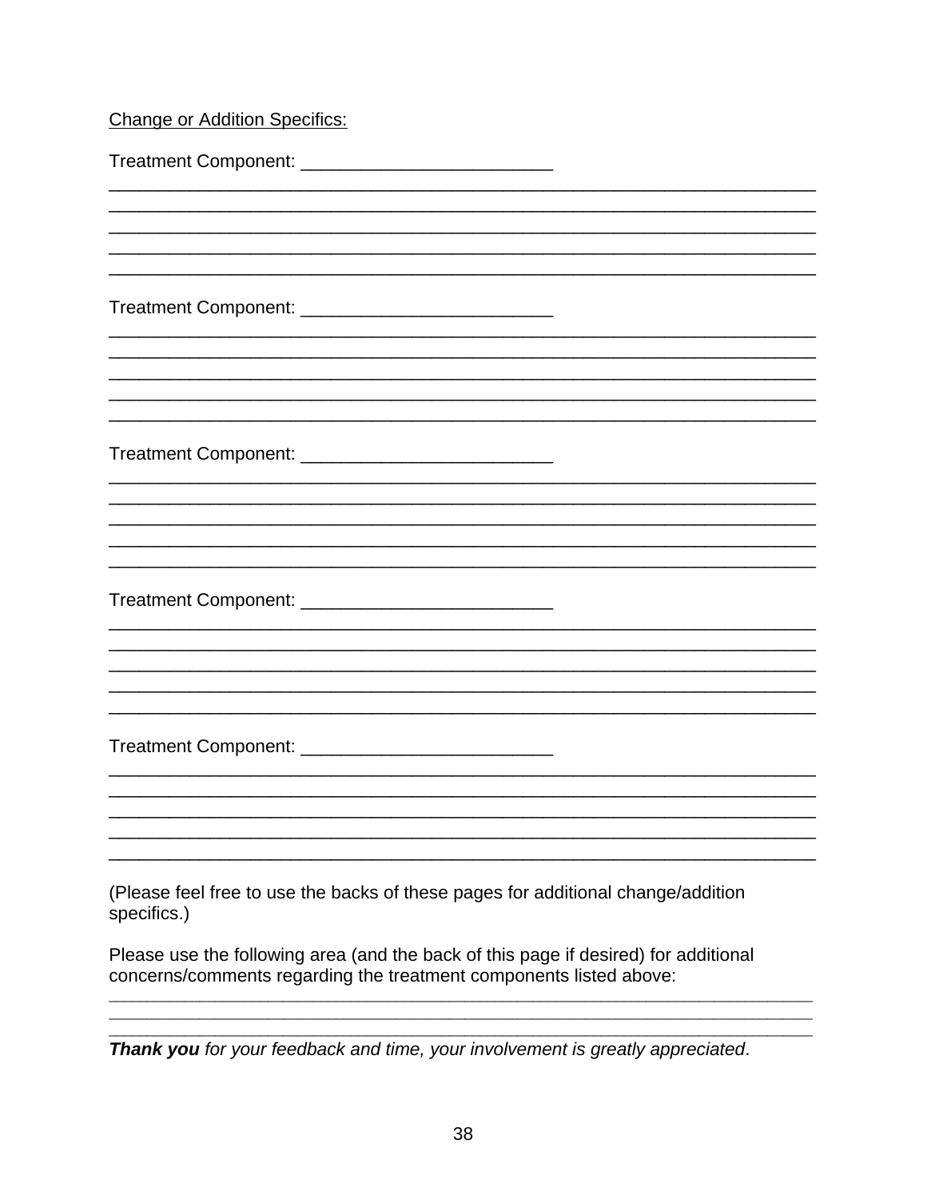<u>Change or Addition Specifics:</u>

Treatment Component: _________________________

_______________________________________________________________________

_______________________________________________________________________

_______________________________________________________________________

_______________________________________________________________________

_______________________________________________________________________

Treatment Component: _________________________

_______________________________________________________________________

_______________________________________________________________________

_______________________________________________________________________

_______________________________________________________________________

_______________________________________________________________________

Treatment Component: _________________________

_______________________________________________________________________

_______________________________________________________________________

_______________________________________________________________________

_______________________________________________________________________

_______________________________________________________________________

Treatment Component: _________________________

_______________________________________________________________________

_______________________________________________________________________

_______________________________________________________________________

_______________________________________________________________________

_______________________________________________________________________

Treatment Component: _________________________

_______________________________________________________________________

_______________________________________________________________________

_______________________________________________________________________

_______________________________________________________________________

_______________________________________________________________________

(Please feel free to use the backs of these pages for additional change/addition specifics.)

Please use the following area (and the back of this page if desired) for additional concerns/comments regarding the treatment components listed above:

_______________________________________________________________________

_______________________________________________________________________

_______________________________________________________________________

***Thank you*** *for your feedback and time, your involvement is greatly appreciated*.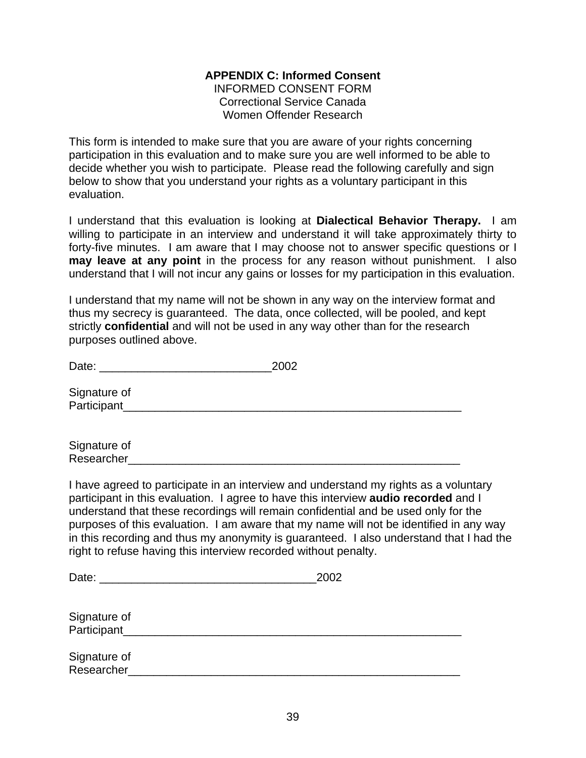**APPENDIX C: Informed Consent**

INFORMED CONSENT FORM
Correctional Service Canada
Women Offender Research

This form is intended to make sure that you are aware of your rights concerning participation in this evaluation and to make sure you are well informed to be able to decide whether you wish to participate. Please read the following carefully and sign below to show that you understand your rights as a voluntary participant in this evaluation.

I understand that this evaluation is looking at **Dialectical Behavior Therapy.** I am willing to participate in an interview and understand it will take approximately thirty to forty-five minutes. I am aware that I may choose not to answer specific questions or I **may leave at any point** in the process for any reason without punishment. I also understand that I will not incur any gains or losses for my participation in this evaluation.

I understand that my name will not be shown in any way on the interview format and thus my secrecy is guaranteed. The data, once collected, will be pooled, and kept strictly **confidential** and will not be used in any way other than for the research purposes outlined above.

Date: ___________________________2002

Signature of Participant_______________________________________________________

Signature of Researcher______________________________________________________

I have agreed to participate in an interview and understand my rights as a voluntary participant in this evaluation. I agree to have this interview **audio recorded** and I understand that these recordings will remain confidential and be used only for the purposes of this evaluation. I am aware that my name will not be identified in any way in this recording and thus my anonymity is guaranteed. I also understand that I had the right to refuse having this interview recorded without penalty.

Date: __________________________________2002

Signature of Participant_______________________________________________________

Signature of Researcher______________________________________________________